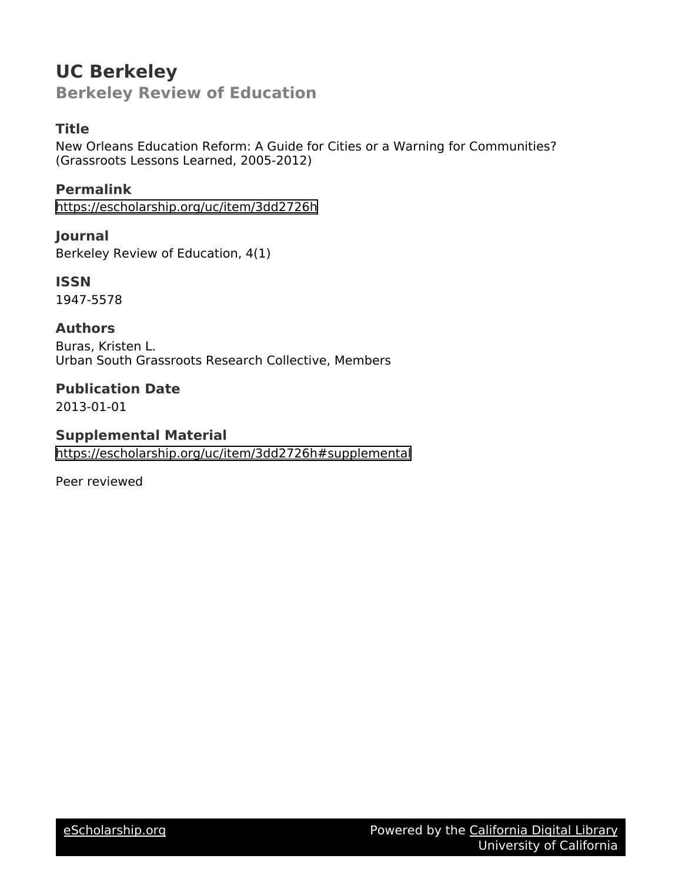# UC Berkeley

## Berkeley Review of Education

### Title

New Orleans Education Reform: A Guide for Cities or a Warning for Communities? (Grassroots Lessons Learned, 2005-2012)

### Permalink

https://escholarship.org/uc/item/3dd2726h

### Journal

Berkeley Review of Education, 4(1)

### ISSN

1947-5578

### Authors

Buras, Kristen L.
Urban South Grassroots Research Collective, Members

### Publication Date

2013-01-01

### Supplemental Material

https://escholarship.org/uc/item/3dd2726h#supplemental

Peer reviewed

eScholarship.org — Powered by the California Digital Library, University of California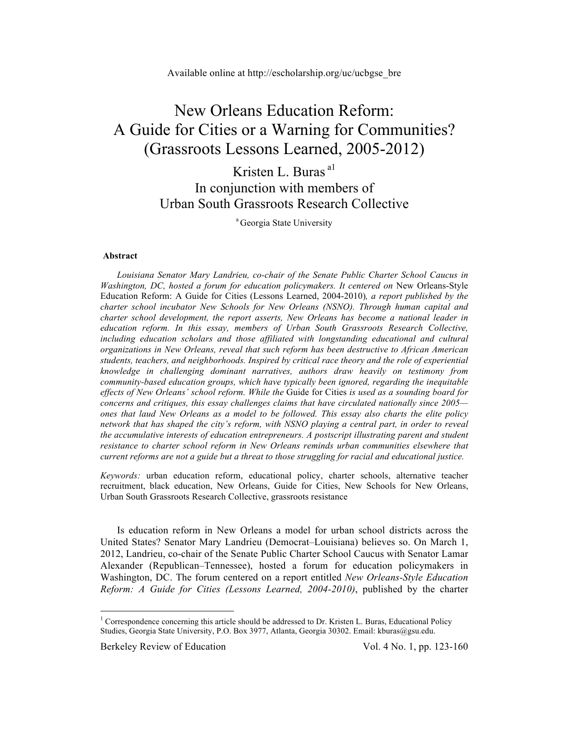Available online at http://escholarship.org/uc/ucbgse_bre

# New Orleans Education Reform: A Guide for Cities or a Warning for Communities? (Grassroots Lessons Learned, 2005-2012)

Kristen L. Buras [a1]
In conjunction with members of
Urban South Grassroots Research Collective

[a] Georgia State University

**Abstract**

*Louisiana Senator Mary Landrieu, co-chair of the Senate Public Charter School Caucus in Washington, DC, hosted a forum for education policymakers. It centered on* New Orleans-Style Education Reform: A Guide for Cities (Lessons Learned, 2004-2010)*, a report published by the charter school incubator New Schools for New Orleans (NSNO). Through human capital and charter school development, the report asserts, New Orleans has become a national leader in education reform. In this essay, members of Urban South Grassroots Research Collective, including education scholars and those affiliated with longstanding educational and cultural organizations in New Orleans, reveal that such reform has been destructive to African American students, teachers, and neighborhoods. Inspired by critical race theory and the role of experiential knowledge in challenging dominant narratives, authors draw heavily on testimony from community-based education groups, which have typically been ignored, regarding the inequitable effects of New Orleans' school reform. While the* Guide for Cities *is used as a sounding board for concerns and critiques, this essay challenges claims that have circulated nationally since 2005—ones that laud New Orleans as a model to be followed. This essay also charts the elite policy network that has shaped the city's reform, with NSNO playing a central part, in order to reveal the accumulative interests of education entrepreneurs. A postscript illustrating parent and student resistance to charter school reform in New Orleans reminds urban communities elsewhere that current reforms are not a guide but a threat to those struggling for racial and educational justice.*

*Keywords:* urban education reform, educational policy, charter schools, alternative teacher recruitment, black education, New Orleans, Guide for Cities, New Schools for New Orleans, Urban South Grassroots Research Collective, grassroots resistance

Is education reform in New Orleans a model for urban school districts across the United States? Senator Mary Landrieu (Democrat–Louisiana) believes so. On March 1, 2012, Landrieu, co-chair of the Senate Public Charter School Caucus with Senator Lamar Alexander (Republican–Tennessee), hosted a forum for education policymakers in Washington, DC. The forum centered on a report entitled *New Orleans-Style Education Reform: A Guide for Cities (Lessons Learned, 2004-2010)*, published by the charter

[1] Correspondence concerning this article should be addressed to Dr. Kristen L. Buras, Educational Policy Studies, Georgia State University, P.O. Box 3977, Atlanta, Georgia 30302. Email: kburas@gsu.edu.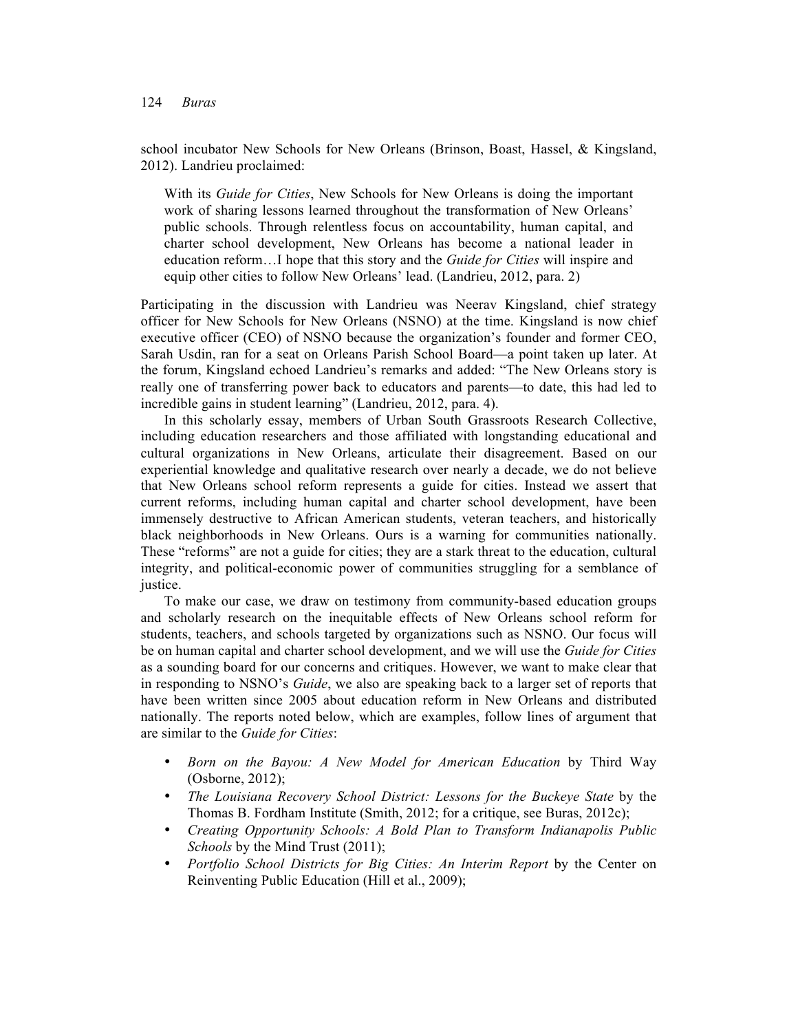school incubator New Schools for New Orleans (Brinson, Boast, Hassel, & Kingsland, 2012). Landrieu proclaimed:

> With its *Guide for Cities*, New Schools for New Orleans is doing the important work of sharing lessons learned throughout the transformation of New Orleans' public schools. Through relentless focus on accountability, human capital, and charter school development, New Orleans has become a national leader in education reform…I hope that this story and the *Guide for Cities* will inspire and equip other cities to follow New Orleans' lead. (Landrieu, 2012, para. 2)

Participating in the discussion with Landrieu was Neerav Kingsland, chief strategy officer for New Schools for New Orleans (NSNO) at the time. Kingsland is now chief executive officer (CEO) of NSNO because the organization's founder and former CEO, Sarah Usdin, ran for a seat on Orleans Parish School Board—a point taken up later. At the forum, Kingsland echoed Landrieu's remarks and added: "The New Orleans story is really one of transferring power back to educators and parents—to date, this had led to incredible gains in student learning" (Landrieu, 2012, para. 4).

In this scholarly essay, members of Urban South Grassroots Research Collective, including education researchers and those affiliated with longstanding educational and cultural organizations in New Orleans, articulate their disagreement. Based on our experiential knowledge and qualitative research over nearly a decade, we do not believe that New Orleans school reform represents a guide for cities. Instead we assert that current reforms, including human capital and charter school development, have been immensely destructive to African American students, veteran teachers, and historically black neighborhoods in New Orleans. Ours is a warning for communities nationally. These "reforms" are not a guide for cities; they are a stark threat to the education, cultural integrity, and political-economic power of communities struggling for a semblance of justice.

To make our case, we draw on testimony from community-based education groups and scholarly research on the inequitable effects of New Orleans school reform for students, teachers, and schools targeted by organizations such as NSNO. Our focus will be on human capital and charter school development, and we will use the *Guide for Cities* as a sounding board for our concerns and critiques. However, we want to make clear that in responding to NSNO's *Guide*, we also are speaking back to a larger set of reports that have been written since 2005 about education reform in New Orleans and distributed nationally. The reports noted below, which are examples, follow lines of argument that are similar to the *Guide for Cities*:

- *Born on the Bayou: A New Model for American Education* by Third Way (Osborne, 2012);
- *The Louisiana Recovery School District: Lessons for the Buckeye State* by the Thomas B. Fordham Institute (Smith, 2012; for a critique, see Buras, 2012c);
- *Creating Opportunity Schools: A Bold Plan to Transform Indianapolis Public Schools* by the Mind Trust (2011);
- *Portfolio School Districts for Big Cities: An Interim Report* by the Center on Reinventing Public Education (Hill et al., 2009);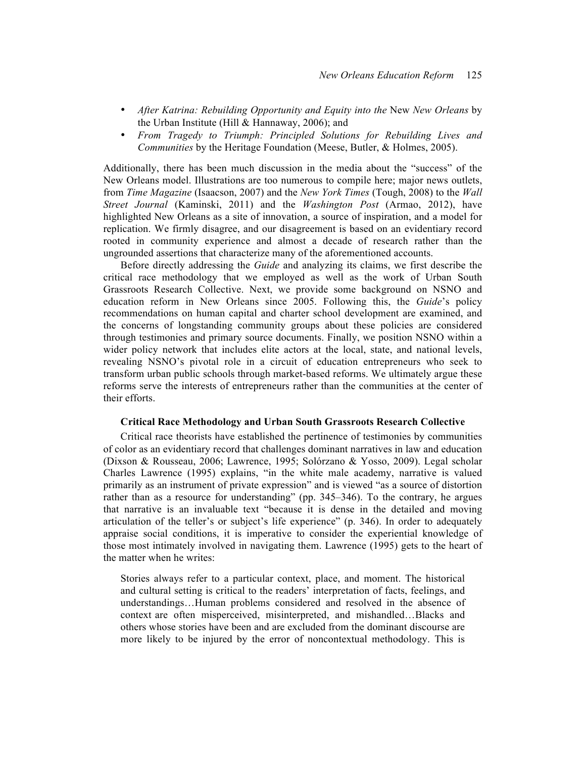- *After Katrina: Rebuilding Opportunity and Equity into the* New *New Orleans* by the Urban Institute (Hill & Hannaway, 2006); and
- *From Tragedy to Triumph: Principled Solutions for Rebuilding Lives and Communities* by the Heritage Foundation (Meese, Butler, & Holmes, 2005).

Additionally, there has been much discussion in the media about the "success" of the New Orleans model. Illustrations are too numerous to compile here; major news outlets, from *Time Magazine* (Isaacson, 2007) and the *New York Times* (Tough, 2008) to the *Wall Street Journal* (Kaminski, 2011) and the *Washington Post* (Armao, 2012), have highlighted New Orleans as a site of innovation, a source of inspiration, and a model for replication. We firmly disagree, and our disagreement is based on an evidentiary record rooted in community experience and almost a decade of research rather than the ungrounded assertions that characterize many of the aforementioned accounts.

Before directly addressing the *Guide* and analyzing its claims, we first describe the critical race methodology that we employed as well as the work of Urban South Grassroots Research Collective. Next, we provide some background on NSNO and education reform in New Orleans since 2005. Following this, the *Guide*'s policy recommendations on human capital and charter school development are examined, and the concerns of longstanding community groups about these policies are considered through testimonies and primary source documents. Finally, we position NSNO within a wider policy network that includes elite actors at the local, state, and national levels, revealing NSNO's pivotal role in a circuit of education entrepreneurs who seek to transform urban public schools through market-based reforms. We ultimately argue these reforms serve the interests of entrepreneurs rather than the communities at the center of their efforts.

### Critical Race Methodology and Urban South Grassroots Research Collective

Critical race theorists have established the pertinence of testimonies by communities of color as an evidentiary record that challenges dominant narratives in law and education (Dixson & Rousseau, 2006; Lawrence, 1995; Solórzano & Yosso, 2009). Legal scholar Charles Lawrence (1995) explains, "in the white male academy, narrative is valued primarily as an instrument of private expression" and is viewed "as a source of distortion rather than as a resource for understanding" (pp. 345–346). To the contrary, he argues that narrative is an invaluable text "because it is dense in the detailed and moving articulation of the teller's or subject's life experience" (p. 346). In order to adequately appraise social conditions, it is imperative to consider the experiential knowledge of those most intimately involved in navigating them. Lawrence (1995) gets to the heart of the matter when he writes:

> Stories always refer to a particular context, place, and moment. The historical and cultural setting is critical to the readers' interpretation of facts, feelings, and understandings…Human problems considered and resolved in the absence of context are often misperceived, misinterpreted, and mishandled…Blacks and others whose stories have been and are excluded from the dominant discourse are more likely to be injured by the error of noncontextual methodology. This is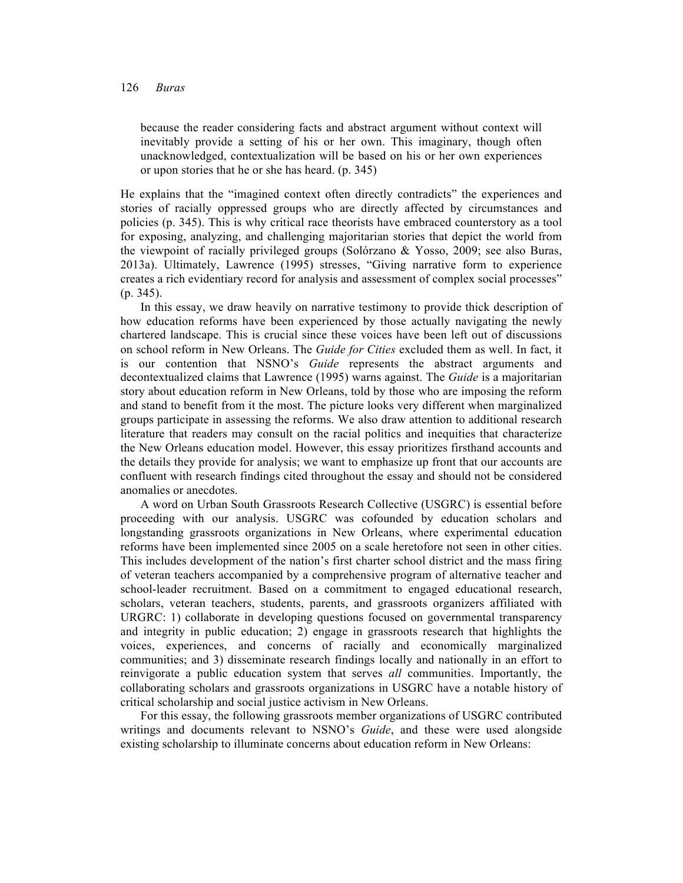> because the reader considering facts and abstract argument without context will inevitably provide a setting of his or her own. This imaginary, though often unacknowledged, contextualization will be based on his or her own experiences or upon stories that he or she has heard. (p. 345)

He explains that the "imagined context often directly contradicts" the experiences and stories of racially oppressed groups who are directly affected by circumstances and policies (p. 345). This is why critical race theorists have embraced counterstory as a tool for exposing, analyzing, and challenging majoritarian stories that depict the world from the viewpoint of racially privileged groups (Solórzano & Yosso, 2009; see also Buras, 2013a). Ultimately, Lawrence (1995) stresses, "Giving narrative form to experience creates a rich evidentiary record for analysis and assessment of complex social processes" (p. 345).

In this essay, we draw heavily on narrative testimony to provide thick description of how education reforms have been experienced by those actually navigating the newly chartered landscape. This is crucial since these voices have been left out of discussions on school reform in New Orleans. The *Guide for Cities* excluded them as well. In fact, it is our contention that NSNO's *Guide* represents the abstract arguments and decontextualized claims that Lawrence (1995) warns against. The *Guide* is a majoritarian story about education reform in New Orleans, told by those who are imposing the reform and stand to benefit from it the most. The picture looks very different when marginalized groups participate in assessing the reforms. We also draw attention to additional research literature that readers may consult on the racial politics and inequities that characterize the New Orleans education model. However, this essay prioritizes firsthand accounts and the details they provide for analysis; we want to emphasize up front that our accounts are confluent with research findings cited throughout the essay and should not be considered anomalies or anecdotes.

A word on Urban South Grassroots Research Collective (USGRC) is essential before proceeding with our analysis. USGRC was cofounded by education scholars and longstanding grassroots organizations in New Orleans, where experimental education reforms have been implemented since 2005 on a scale heretofore not seen in other cities. This includes development of the nation's first charter school district and the mass firing of veteran teachers accompanied by a comprehensive program of alternative teacher and school-leader recruitment. Based on a commitment to engaged educational research, scholars, veteran teachers, students, parents, and grassroots organizers affiliated with URGRC: 1) collaborate in developing questions focused on governmental transparency and integrity in public education; 2) engage in grassroots research that highlights the voices, experiences, and concerns of racially and economically marginalized communities; and 3) disseminate research findings locally and nationally in an effort to reinvigorate a public education system that serves *all* communities. Importantly, the collaborating scholars and grassroots organizations in USGRC have a notable history of critical scholarship and social justice activism in New Orleans.

For this essay, the following grassroots member organizations of USGRC contributed writings and documents relevant to NSNO's *Guide*, and these were used alongside existing scholarship to illuminate concerns about education reform in New Orleans: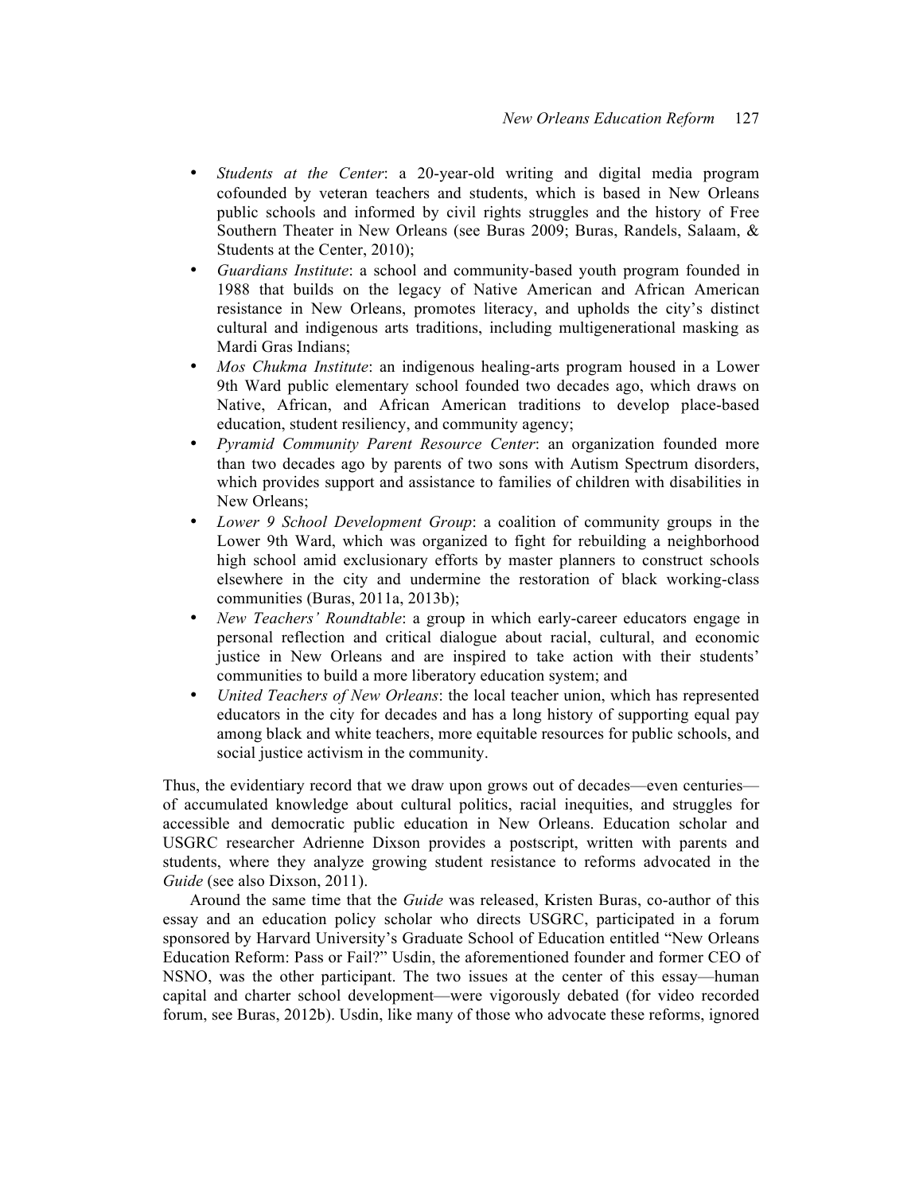- *Students at the Center*: a 20-year-old writing and digital media program cofounded by veteran teachers and students, which is based in New Orleans public schools and informed by civil rights struggles and the history of Free Southern Theater in New Orleans (see Buras 2009; Buras, Randels, Salaam, & Students at the Center, 2010);
- *Guardians Institute*: a school and community-based youth program founded in 1988 that builds on the legacy of Native American and African American resistance in New Orleans, promotes literacy, and upholds the city's distinct cultural and indigenous arts traditions, including multigenerational masking as Mardi Gras Indians;
- *Mos Chukma Institute*: an indigenous healing-arts program housed in a Lower 9th Ward public elementary school founded two decades ago, which draws on Native, African, and African American traditions to develop place-based education, student resiliency, and community agency;
- *Pyramid Community Parent Resource Center*: an organization founded more than two decades ago by parents of two sons with Autism Spectrum disorders, which provides support and assistance to families of children with disabilities in New Orleans;
- *Lower 9 School Development Group*: a coalition of community groups in the Lower 9th Ward, which was organized to fight for rebuilding a neighborhood high school amid exclusionary efforts by master planners to construct schools elsewhere in the city and undermine the restoration of black working-class communities (Buras, 2011a, 2013b);
- *New Teachers' Roundtable*: a group in which early-career educators engage in personal reflection and critical dialogue about racial, cultural, and economic justice in New Orleans and are inspired to take action with their students' communities to build a more liberatory education system; and
- *United Teachers of New Orleans*: the local teacher union, which has represented educators in the city for decades and has a long history of supporting equal pay among black and white teachers, more equitable resources for public schools, and social justice activism in the community.

Thus, the evidentiary record that we draw upon grows out of decades—even centuries—of accumulated knowledge about cultural politics, racial inequities, and struggles for accessible and democratic public education in New Orleans. Education scholar and USGRC researcher Adrienne Dixson provides a postscript, written with parents and students, where they analyze growing student resistance to reforms advocated in the *Guide* (see also Dixson, 2011).

Around the same time that the *Guide* was released, Kristen Buras, co-author of this essay and an education policy scholar who directs USGRC, participated in a forum sponsored by Harvard University's Graduate School of Education entitled "New Orleans Education Reform: Pass or Fail?" Usdin, the aforementioned founder and former CEO of NSNO, was the other participant. The two issues at the center of this essay—human capital and charter school development—were vigorously debated (for video recorded forum, see Buras, 2012b). Usdin, like many of those who advocate these reforms, ignored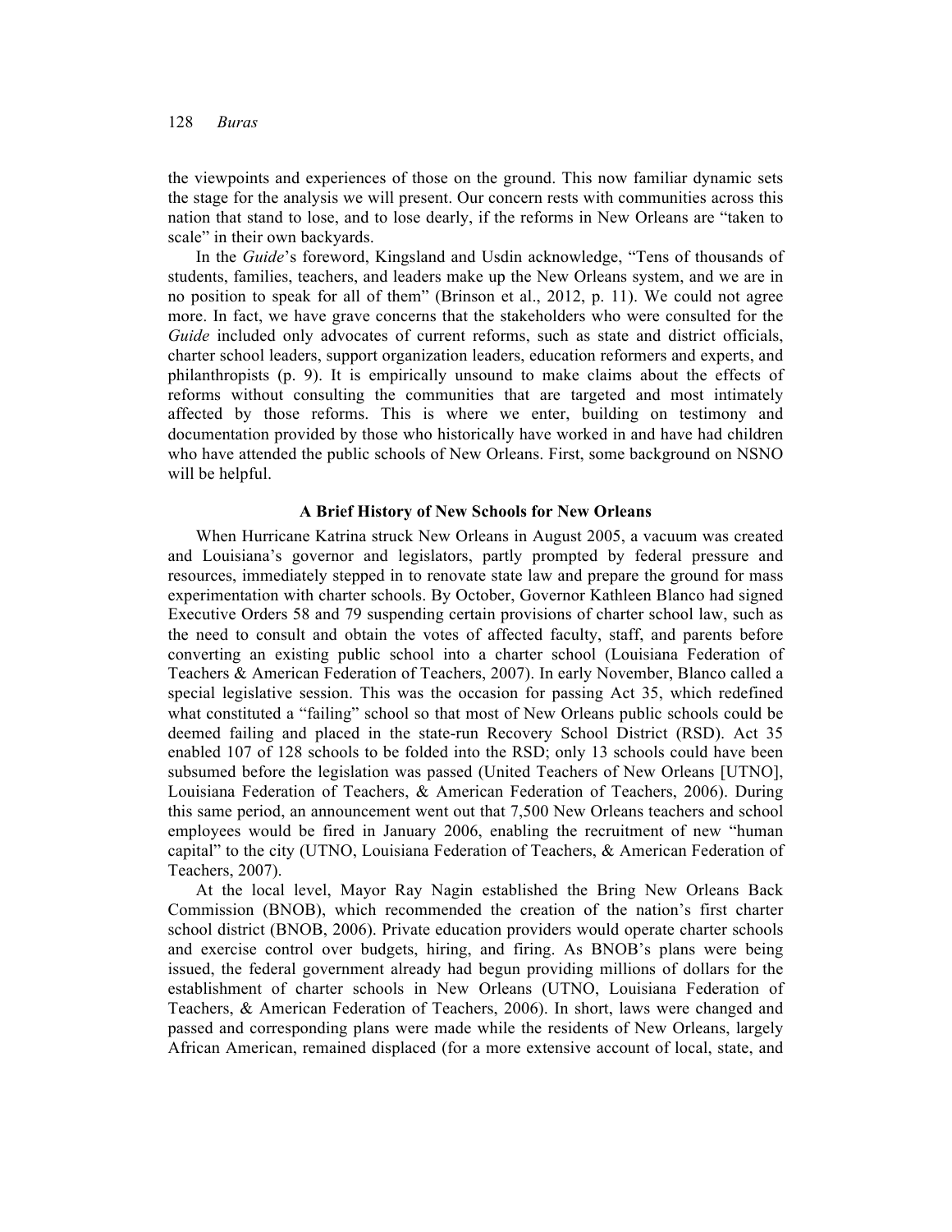the viewpoints and experiences of those on the ground. This now familiar dynamic sets the stage for the analysis we will present. Our concern rests with communities across this nation that stand to lose, and to lose dearly, if the reforms in New Orleans are "taken to scale" in their own backyards.

In the *Guide*'s foreword, Kingsland and Usdin acknowledge, "Tens of thousands of students, families, teachers, and leaders make up the New Orleans system, and we are in no position to speak for all of them" (Brinson et al., 2012, p. 11). We could not agree more. In fact, we have grave concerns that the stakeholders who were consulted for the *Guide* included only advocates of current reforms, such as state and district officials, charter school leaders, support organization leaders, education reformers and experts, and philanthropists (p. 9). It is empirically unsound to make claims about the effects of reforms without consulting the communities that are targeted and most intimately affected by those reforms. This is where we enter, building on testimony and documentation provided by those who historically have worked in and have had children who have attended the public schools of New Orleans. First, some background on NSNO will be helpful.

### A Brief History of New Schools for New Orleans

When Hurricane Katrina struck New Orleans in August 2005, a vacuum was created and Louisiana's governor and legislators, partly prompted by federal pressure and resources, immediately stepped in to renovate state law and prepare the ground for mass experimentation with charter schools. By October, Governor Kathleen Blanco had signed Executive Orders 58 and 79 suspending certain provisions of charter school law, such as the need to consult and obtain the votes of affected faculty, staff, and parents before converting an existing public school into a charter school (Louisiana Federation of Teachers & American Federation of Teachers, 2007). In early November, Blanco called a special legislative session. This was the occasion for passing Act 35, which redefined what constituted a "failing" school so that most of New Orleans public schools could be deemed failing and placed in the state-run Recovery School District (RSD). Act 35 enabled 107 of 128 schools to be folded into the RSD; only 13 schools could have been subsumed before the legislation was passed (United Teachers of New Orleans [UTNO], Louisiana Federation of Teachers, & American Federation of Teachers, 2006). During this same period, an announcement went out that 7,500 New Orleans teachers and school employees would be fired in January 2006, enabling the recruitment of new "human capital" to the city (UTNO, Louisiana Federation of Teachers, & American Federation of Teachers, 2007).

At the local level, Mayor Ray Nagin established the Bring New Orleans Back Commission (BNOB), which recommended the creation of the nation's first charter school district (BNOB, 2006). Private education providers would operate charter schools and exercise control over budgets, hiring, and firing. As BNOB's plans were being issued, the federal government already had begun providing millions of dollars for the establishment of charter schools in New Orleans (UTNO, Louisiana Federation of Teachers, & American Federation of Teachers, 2006). In short, laws were changed and passed and corresponding plans were made while the residents of New Orleans, largely African American, remained displaced (for a more extensive account of local, state, and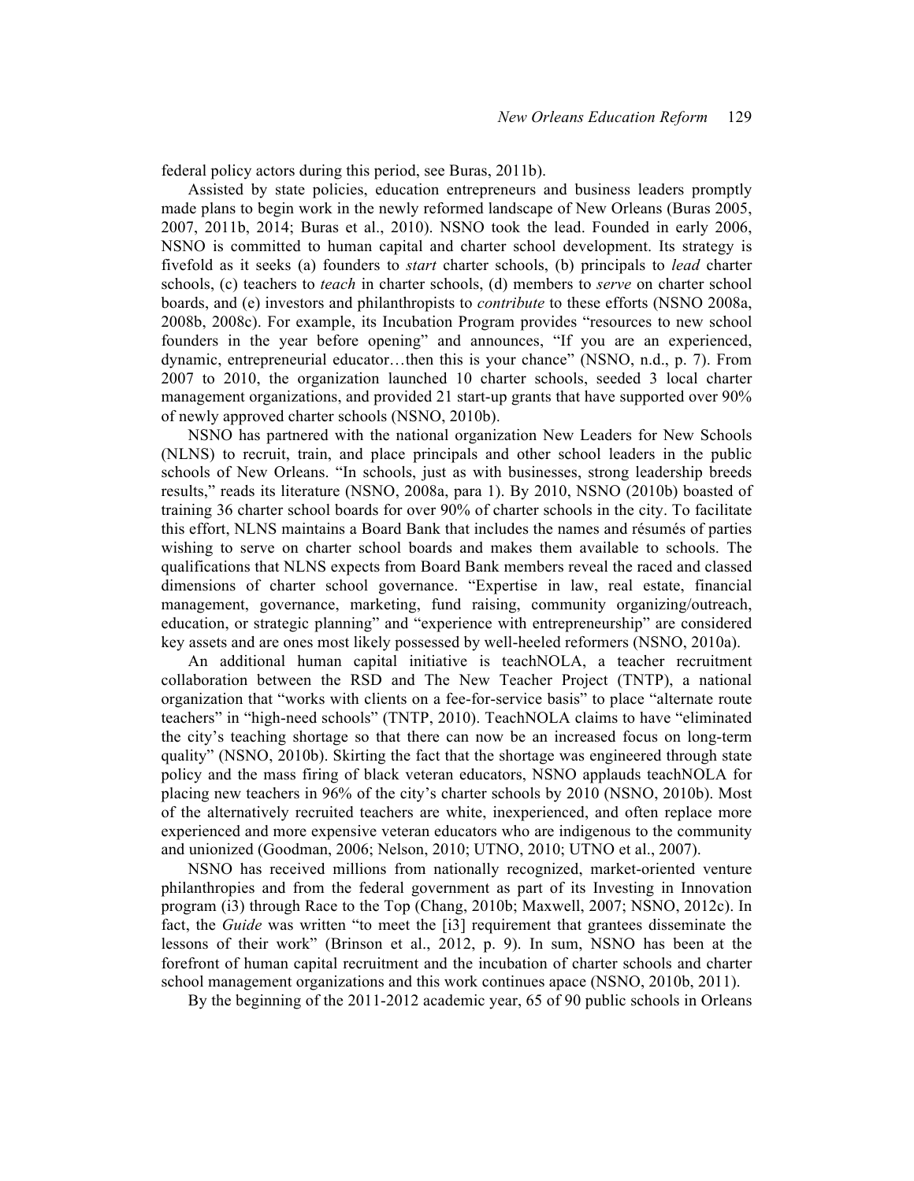federal policy actors during this period, see Buras, 2011b).

Assisted by state policies, education entrepreneurs and business leaders promptly made plans to begin work in the newly reformed landscape of New Orleans (Buras 2005, 2007, 2011b, 2014; Buras et al., 2010). NSNO took the lead. Founded in early 2006, NSNO is committed to human capital and charter school development. Its strategy is fivefold as it seeks (a) founders to *start* charter schools, (b) principals to *lead* charter schools, (c) teachers to *teach* in charter schools, (d) members to *serve* on charter school boards, and (e) investors and philanthropists to *contribute* to these efforts (NSNO 2008a, 2008b, 2008c). For example, its Incubation Program provides "resources to new school founders in the year before opening" and announces, "If you are an experienced, dynamic, entrepreneurial educator…then this is your chance" (NSNO, n.d., p. 7). From 2007 to 2010, the organization launched 10 charter schools, seeded 3 local charter management organizations, and provided 21 start-up grants that have supported over 90% of newly approved charter schools (NSNO, 2010b).

NSNO has partnered with the national organization New Leaders for New Schools (NLNS) to recruit, train, and place principals and other school leaders in the public schools of New Orleans. "In schools, just as with businesses, strong leadership breeds results," reads its literature (NSNO, 2008a, para 1). By 2010, NSNO (2010b) boasted of training 36 charter school boards for over 90% of charter schools in the city. To facilitate this effort, NLNS maintains a Board Bank that includes the names and résumés of parties wishing to serve on charter school boards and makes them available to schools. The qualifications that NLNS expects from Board Bank members reveal the raced and classed dimensions of charter school governance. "Expertise in law, real estate, financial management, governance, marketing, fund raising, community organizing/outreach, education, or strategic planning" and "experience with entrepreneurship" are considered key assets and are ones most likely possessed by well-heeled reformers (NSNO, 2010a).

An additional human capital initiative is teachNOLA, a teacher recruitment collaboration between the RSD and The New Teacher Project (TNTP), a national organization that "works with clients on a fee-for-service basis" to place "alternate route teachers" in "high-need schools" (TNTP, 2010). TeachNOLA claims to have "eliminated the city's teaching shortage so that there can now be an increased focus on long-term quality" (NSNO, 2010b). Skirting the fact that the shortage was engineered through state policy and the mass firing of black veteran educators, NSNO applauds teachNOLA for placing new teachers in 96% of the city's charter schools by 2010 (NSNO, 2010b). Most of the alternatively recruited teachers are white, inexperienced, and often replace more experienced and more expensive veteran educators who are indigenous to the community and unionized (Goodman, 2006; Nelson, 2010; UTNO, 2010; UTNO et al., 2007).

NSNO has received millions from nationally recognized, market-oriented venture philanthropies and from the federal government as part of its Investing in Innovation program (i3) through Race to the Top (Chang, 2010b; Maxwell, 2007; NSNO, 2012c). In fact, the *Guide* was written "to meet the [i3] requirement that grantees disseminate the lessons of their work" (Brinson et al., 2012, p. 9). In sum, NSNO has been at the forefront of human capital recruitment and the incubation of charter schools and charter school management organizations and this work continues apace (NSNO, 2010b, 2011).

By the beginning of the 2011-2012 academic year, 65 of 90 public schools in Orleans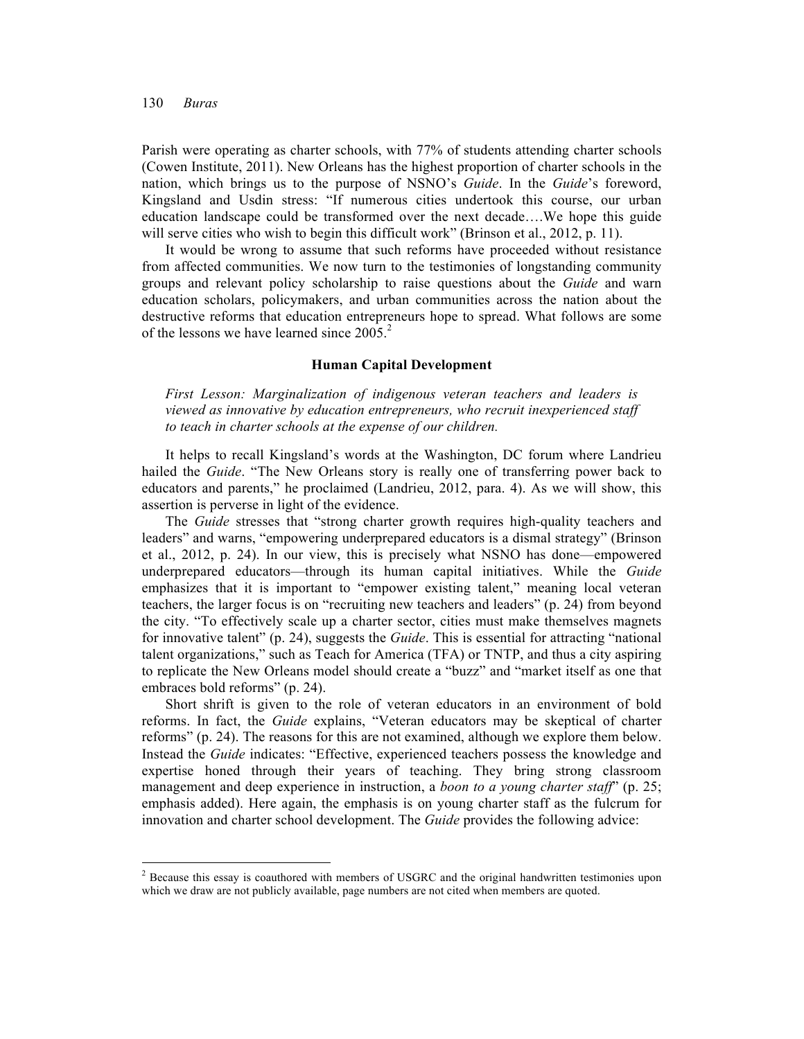Parish were operating as charter schools, with 77% of students attending charter schools (Cowen Institute, 2011). New Orleans has the highest proportion of charter schools in the nation, which brings us to the purpose of NSNO's *Guide*. In the *Guide*'s foreword, Kingsland and Usdin stress: "If numerous cities undertook this course, our urban education landscape could be transformed over the next decade….We hope this guide will serve cities who wish to begin this difficult work" (Brinson et al., 2012, p. 11).

It would be wrong to assume that such reforms have proceeded without resistance from affected communities. We now turn to the testimonies of longstanding community groups and relevant policy scholarship to raise questions about the *Guide* and warn education scholars, policymakers, and urban communities across the nation about the destructive reforms that education entrepreneurs hope to spread. What follows are some of the lessons we have learned since 2005.[2]

## Human Capital Development

> *First Lesson: Marginalization of indigenous veteran teachers and leaders is viewed as innovative by education entrepreneurs, who recruit inexperienced staff to teach in charter schools at the expense of our children.*

It helps to recall Kingsland's words at the Washington, DC forum where Landrieu hailed the *Guide*. "The New Orleans story is really one of transferring power back to educators and parents," he proclaimed (Landrieu, 2012, para. 4). As we will show, this assertion is perverse in light of the evidence.

The *Guide* stresses that "strong charter growth requires high-quality teachers and leaders" and warns, "empowering underprepared educators is a dismal strategy" (Brinson et al., 2012, p. 24). In our view, this is precisely what NSNO has done—empowered underprepared educators—through its human capital initiatives. While the *Guide* emphasizes that it is important to "empower existing talent," meaning local veteran teachers, the larger focus is on "recruiting new teachers and leaders" (p. 24) from beyond the city. "To effectively scale up a charter sector, cities must make themselves magnets for innovative talent" (p. 24), suggests the *Guide*. This is essential for attracting "national talent organizations," such as Teach for America (TFA) or TNTP, and thus a city aspiring to replicate the New Orleans model should create a "buzz" and "market itself as one that embraces bold reforms" (p. 24).

Short shrift is given to the role of veteran educators in an environment of bold reforms. In fact, the *Guide* explains, "Veteran educators may be skeptical of charter reforms" (p. 24). The reasons for this are not examined, although we explore them below. Instead the *Guide* indicates: "Effective, experienced teachers possess the knowledge and expertise honed through their years of teaching. They bring strong classroom management and deep experience in instruction, a *boon to a young charter staff*" (p. 25; emphasis added). Here again, the emphasis is on young charter staff as the fulcrum for innovation and charter school development. The *Guide* provides the following advice:

---

[2] Because this essay is coauthored with members of USGRC and the original handwritten testimonies upon which we draw are not publicly available, page numbers are not cited when members are quoted.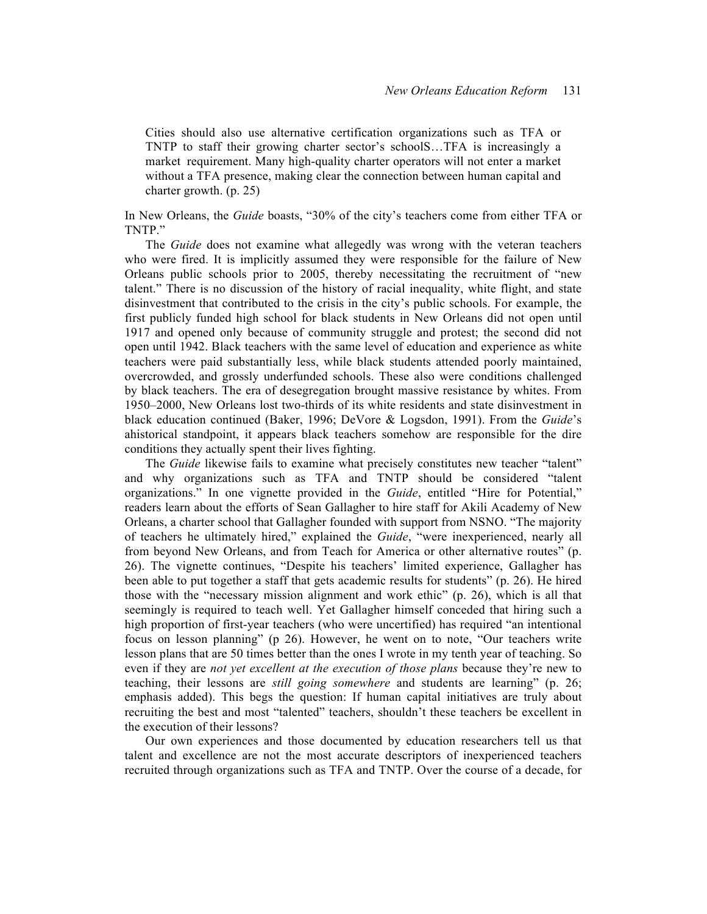> Cities should also use alternative certification organizations such as TFA or TNTP to staff their growing charter sector's schoolS…TFA is increasingly a market requirement. Many high-quality charter operators will not enter a market without a TFA presence, making clear the connection between human capital and charter growth. (p. 25)

In New Orleans, the *Guide* boasts, "30% of the city's teachers come from either TFA or TNTP."

The *Guide* does not examine what allegedly was wrong with the veteran teachers who were fired. It is implicitly assumed they were responsible for the failure of New Orleans public schools prior to 2005, thereby necessitating the recruitment of "new talent." There is no discussion of the history of racial inequality, white flight, and state disinvestment that contributed to the crisis in the city's public schools. For example, the first publicly funded high school for black students in New Orleans did not open until 1917 and opened only because of community struggle and protest; the second did not open until 1942. Black teachers with the same level of education and experience as white teachers were paid substantially less, while black students attended poorly maintained, overcrowded, and grossly underfunded schools. These also were conditions challenged by black teachers. The era of desegregation brought massive resistance by whites. From 1950–2000, New Orleans lost two-thirds of its white residents and state disinvestment in black education continued (Baker, 1996; DeVore & Logsdon, 1991). From the *Guide*'s ahistorical standpoint, it appears black teachers somehow are responsible for the dire conditions they actually spent their lives fighting.

The *Guide* likewise fails to examine what precisely constitutes new teacher "talent" and why organizations such as TFA and TNTP should be considered "talent organizations." In one vignette provided in the *Guide*, entitled "Hire for Potential," readers learn about the efforts of Sean Gallagher to hire staff for Akili Academy of New Orleans, a charter school that Gallagher founded with support from NSNO. "The majority of teachers he ultimately hired," explained the *Guide*, "were inexperienced, nearly all from beyond New Orleans, and from Teach for America or other alternative routes" (p. 26). The vignette continues, "Despite his teachers' limited experience, Gallagher has been able to put together a staff that gets academic results for students" (p. 26). He hired those with the "necessary mission alignment and work ethic" (p. 26), which is all that seemingly is required to teach well. Yet Gallagher himself conceded that hiring such a high proportion of first-year teachers (who were uncertified) has required "an intentional focus on lesson planning" (p 26). However, he went on to note, "Our teachers write lesson plans that are 50 times better than the ones I wrote in my tenth year of teaching. So even if they are *not yet excellent at the execution of those plans* because they're new to teaching, their lessons are *still going somewhere* and students are learning" (p. 26; emphasis added). This begs the question: If human capital initiatives are truly about recruiting the best and most "talented" teachers, shouldn't these teachers be excellent in the execution of their lessons?

Our own experiences and those documented by education researchers tell us that talent and excellence are not the most accurate descriptors of inexperienced teachers recruited through organizations such as TFA and TNTP. Over the course of a decade, for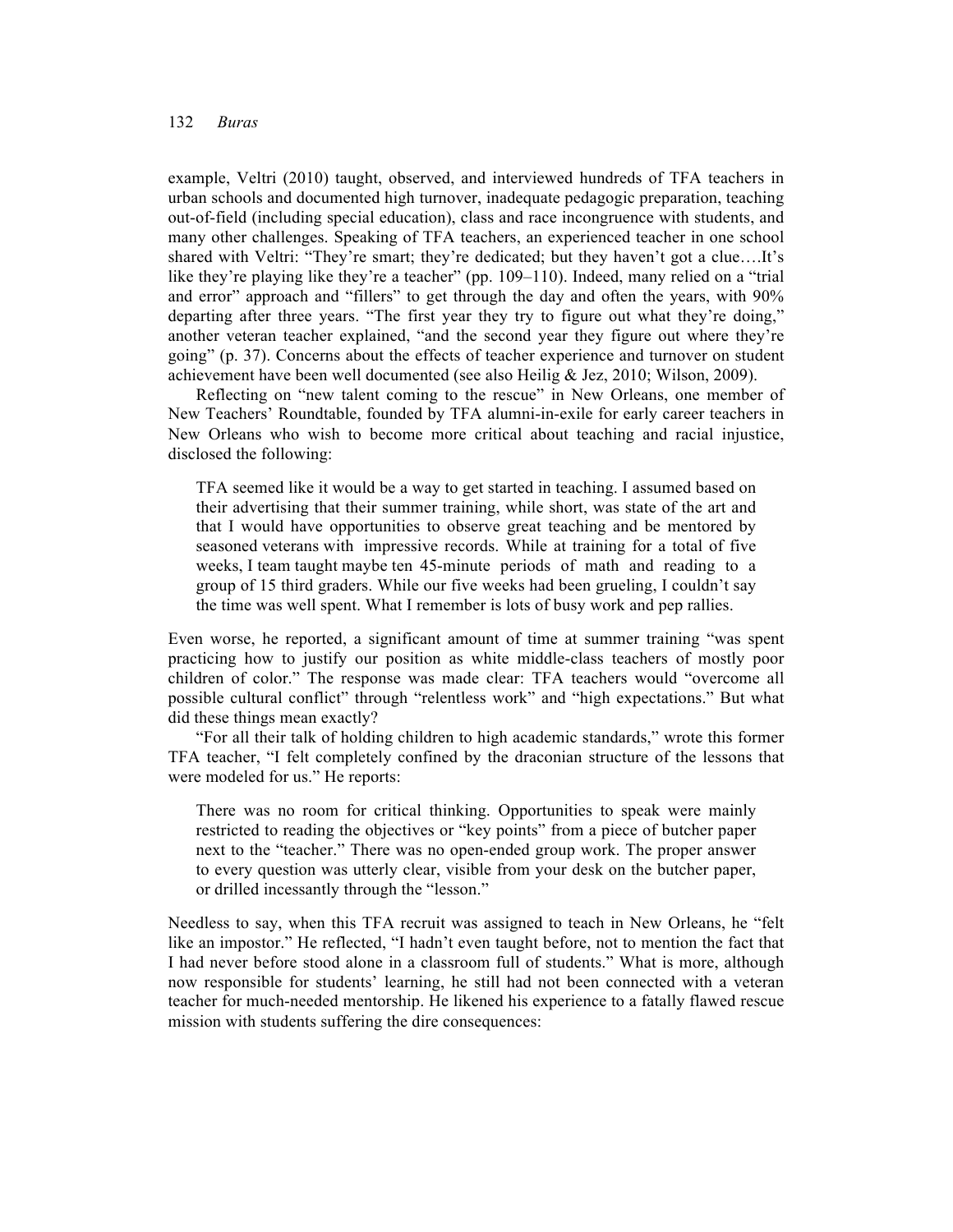example, Veltri (2010) taught, observed, and interviewed hundreds of TFA teachers in urban schools and documented high turnover, inadequate pedagogic preparation, teaching out-of-field (including special education), class and race incongruence with students, and many other challenges. Speaking of TFA teachers, an experienced teacher in one school shared with Veltri: "They're smart; they're dedicated; but they haven't got a clue….It's like they're playing like they're a teacher" (pp. 109–110). Indeed, many relied on a "trial and error" approach and "fillers" to get through the day and often the years, with 90% departing after three years. "The first year they try to figure out what they're doing," another veteran teacher explained, "and the second year they figure out where they're going" (p. 37). Concerns about the effects of teacher experience and turnover on student achievement have been well documented (see also Heilig & Jez, 2010; Wilson, 2009).

Reflecting on "new talent coming to the rescue" in New Orleans, one member of New Teachers' Roundtable, founded by TFA alumni-in-exile for early career teachers in New Orleans who wish to become more critical about teaching and racial injustice, disclosed the following:

> TFA seemed like it would be a way to get started in teaching. I assumed based on their advertising that their summer training, while short, was state of the art and that I would have opportunities to observe great teaching and be mentored by seasoned veterans with impressive records. While at training for a total of five weeks, I team taught maybe ten 45-minute periods of math and reading to a group of 15 third graders. While our five weeks had been grueling, I couldn't say the time was well spent. What I remember is lots of busy work and pep rallies.

Even worse, he reported, a significant amount of time at summer training "was spent practicing how to justify our position as white middle-class teachers of mostly poor children of color." The response was made clear: TFA teachers would "overcome all possible cultural conflict" through "relentless work" and "high expectations." But what did these things mean exactly?

"For all their talk of holding children to high academic standards," wrote this former TFA teacher, "I felt completely confined by the draconian structure of the lessons that were modeled for us." He reports:

> There was no room for critical thinking. Opportunities to speak were mainly restricted to reading the objectives or "key points" from a piece of butcher paper next to the "teacher." There was no open-ended group work. The proper answer to every question was utterly clear, visible from your desk on the butcher paper, or drilled incessantly through the "lesson."

Needless to say, when this TFA recruit was assigned to teach in New Orleans, he "felt like an impostor." He reflected, "I hadn't even taught before, not to mention the fact that I had never before stood alone in a classroom full of students." What is more, although now responsible for students' learning, he still had not been connected with a veteran teacher for much-needed mentorship. He likened his experience to a fatally flawed rescue mission with students suffering the dire consequences: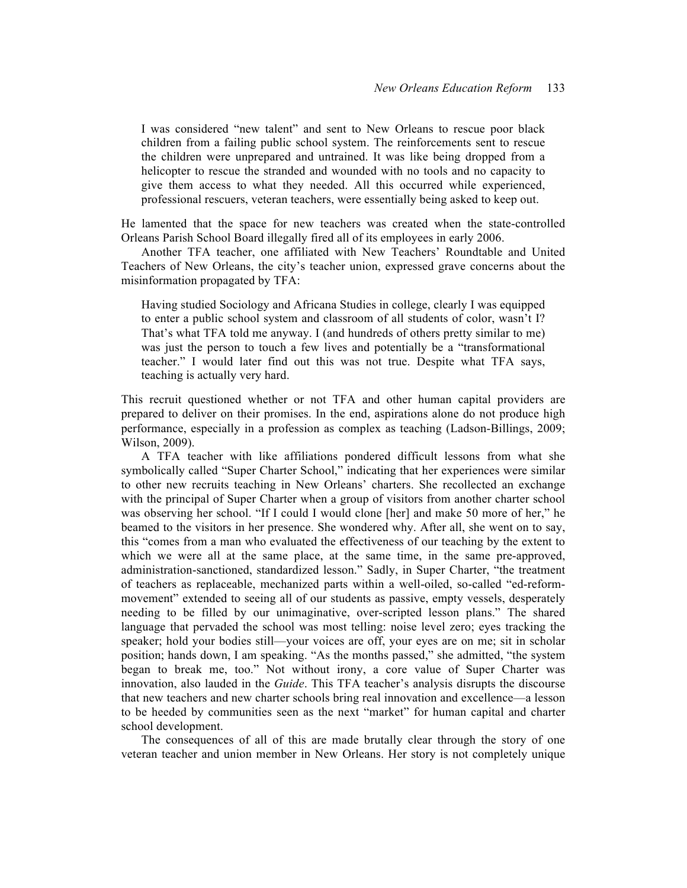> I was considered "new talent" and sent to New Orleans to rescue poor black children from a failing public school system. The reinforcements sent to rescue the children were unprepared and untrained. It was like being dropped from a helicopter to rescue the stranded and wounded with no tools and no capacity to give them access to what they needed. All this occurred while experienced, professional rescuers, veteran teachers, were essentially being asked to keep out.

He lamented that the space for new teachers was created when the state-controlled Orleans Parish School Board illegally fired all of its employees in early 2006.

Another TFA teacher, one affiliated with New Teachers' Roundtable and United Teachers of New Orleans, the city's teacher union, expressed grave concerns about the misinformation propagated by TFA:

> Having studied Sociology and Africana Studies in college, clearly I was equipped to enter a public school system and classroom of all students of color, wasn't I? That's what TFA told me anyway. I (and hundreds of others pretty similar to me) was just the person to touch a few lives and potentially be a "transformational teacher." I would later find out this was not true. Despite what TFA says, teaching is actually very hard.

This recruit questioned whether or not TFA and other human capital providers are prepared to deliver on their promises. In the end, aspirations alone do not produce high performance, especially in a profession as complex as teaching (Ladson-Billings, 2009; Wilson, 2009).

A TFA teacher with like affiliations pondered difficult lessons from what she symbolically called "Super Charter School," indicating that her experiences were similar to other new recruits teaching in New Orleans' charters. She recollected an exchange with the principal of Super Charter when a group of visitors from another charter school was observing her school. "If I could I would clone [her] and make 50 more of her," he beamed to the visitors in her presence. She wondered why. After all, she went on to say, this "comes from a man who evaluated the effectiveness of our teaching by the extent to which we were all at the same place, at the same time, in the same pre-approved, administration-sanctioned, standardized lesson." Sadly, in Super Charter, "the treatment of teachers as replaceable, mechanized parts within a well-oiled, so-called "ed-reform-movement" extended to seeing all of our students as passive, empty vessels, desperately needing to be filled by our unimaginative, over-scripted lesson plans." The shared language that pervaded the school was most telling: noise level zero; eyes tracking the speaker; hold your bodies still—your voices are off, your eyes are on me; sit in scholar position; hands down, I am speaking. "As the months passed," she admitted, "the system began to break me, too." Not without irony, a core value of Super Charter was innovation, also lauded in the *Guide*. This TFA teacher's analysis disrupts the discourse that new teachers and new charter schools bring real innovation and excellence—a lesson to be heeded by communities seen as the next "market" for human capital and charter school development.

The consequences of all of this are made brutally clear through the story of one veteran teacher and union member in New Orleans. Her story is not completely unique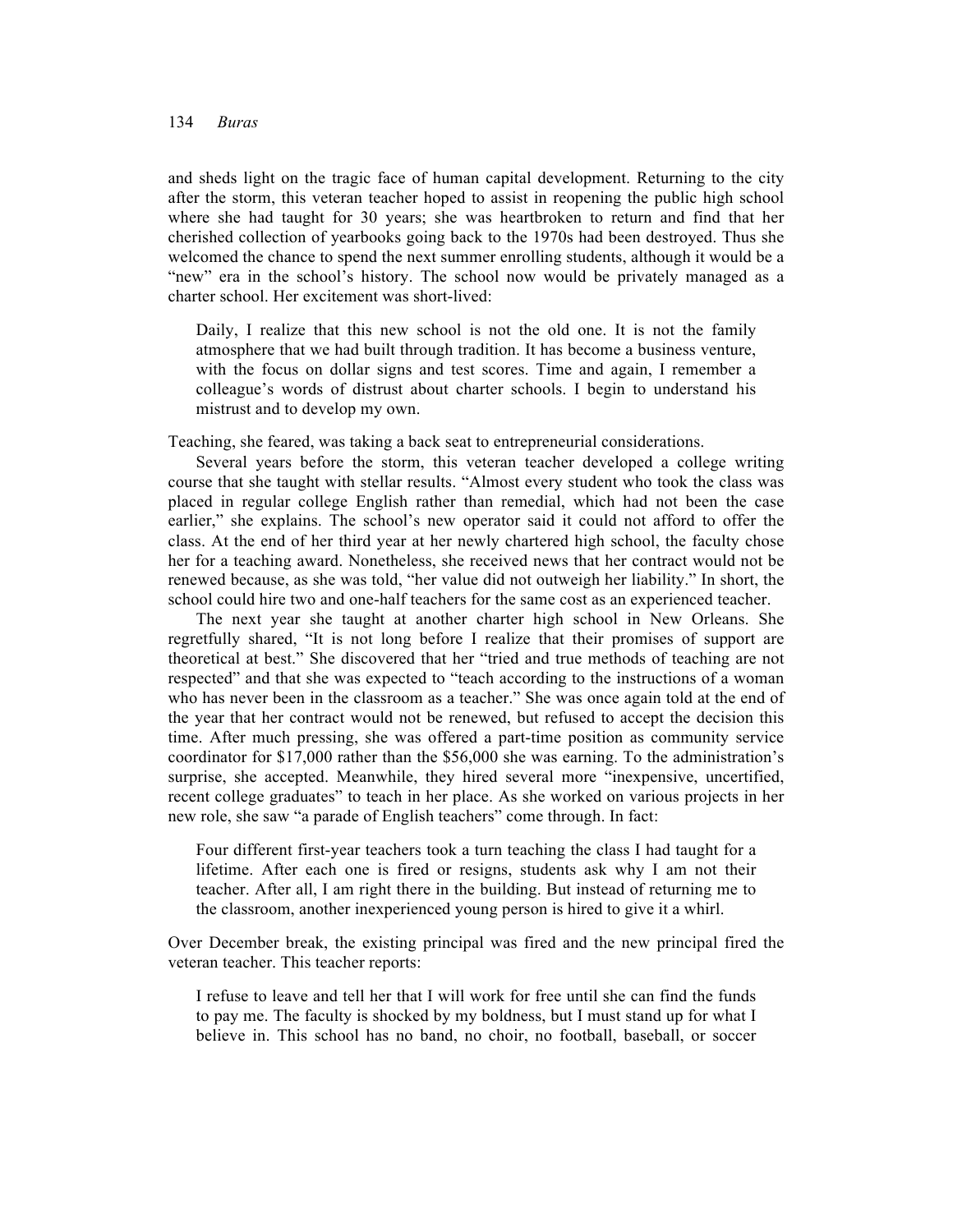and sheds light on the tragic face of human capital development. Returning to the city after the storm, this veteran teacher hoped to assist in reopening the public high school where she had taught for 30 years; she was heartbroken to return and find that her cherished collection of yearbooks going back to the 1970s had been destroyed. Thus she welcomed the chance to spend the next summer enrolling students, although it would be a "new" era in the school's history. The school now would be privately managed as a charter school. Her excitement was short-lived:

> Daily, I realize that this new school is not the old one. It is not the family atmosphere that we had built through tradition. It has become a business venture, with the focus on dollar signs and test scores. Time and again, I remember a colleague's words of distrust about charter schools. I begin to understand his mistrust and to develop my own.

Teaching, she feared, was taking a back seat to entrepreneurial considerations.

Several years before the storm, this veteran teacher developed a college writing course that she taught with stellar results. "Almost every student who took the class was placed in regular college English rather than remedial, which had not been the case earlier," she explains. The school's new operator said it could not afford to offer the class. At the end of her third year at her newly chartered high school, the faculty chose her for a teaching award. Nonetheless, she received news that her contract would not be renewed because, as she was told, "her value did not outweigh her liability." In short, the school could hire two and one-half teachers for the same cost as an experienced teacher.

The next year she taught at another charter high school in New Orleans. She regretfully shared, "It is not long before I realize that their promises of support are theoretical at best." She discovered that her "tried and true methods of teaching are not respected" and that she was expected to "teach according to the instructions of a woman who has never been in the classroom as a teacher." She was once again told at the end of the year that her contract would not be renewed, but refused to accept the decision this time. After much pressing, she was offered a part-time position as community service coordinator for $17,000 rather than the $56,000 she was earning. To the administration's surprise, she accepted. Meanwhile, they hired several more "inexpensive, uncertified, recent college graduates" to teach in her place. As she worked on various projects in her new role, she saw "a parade of English teachers" come through. In fact:

> Four different first-year teachers took a turn teaching the class I had taught for a lifetime. After each one is fired or resigns, students ask why I am not their teacher. After all, I am right there in the building. But instead of returning me to the classroom, another inexperienced young person is hired to give it a whirl.

Over December break, the existing principal was fired and the new principal fired the veteran teacher. This teacher reports:

> I refuse to leave and tell her that I will work for free until she can find the funds to pay me. The faculty is shocked by my boldness, but I must stand up for what I believe in. This school has no band, no choir, no football, baseball, or soccer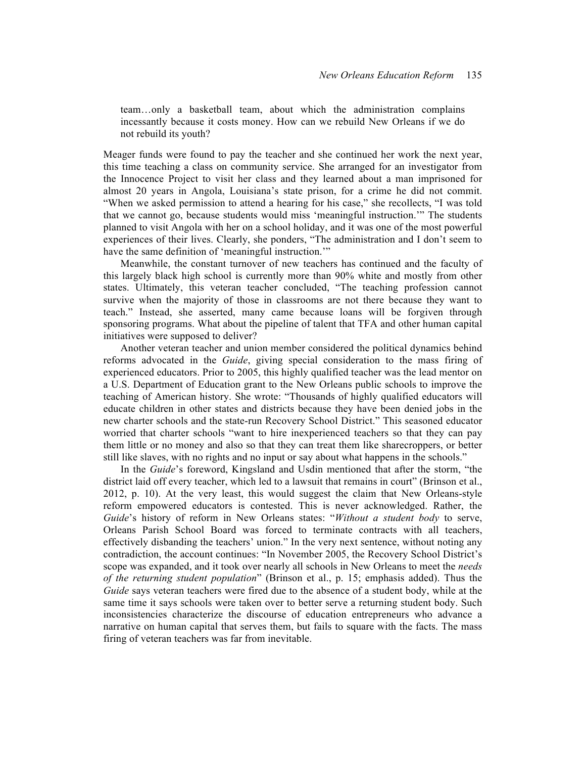> team…only a basketball team, about which the administration complains incessantly because it costs money. How can we rebuild New Orleans if we do not rebuild its youth?

Meager funds were found to pay the teacher and she continued her work the next year, this time teaching a class on community service. She arranged for an investigator from the Innocence Project to visit her class and they learned about a man imprisoned for almost 20 years in Angola, Louisiana's state prison, for a crime he did not commit. "When we asked permission to attend a hearing for his case," she recollects, "I was told that we cannot go, because students would miss 'meaningful instruction.'" The students planned to visit Angola with her on a school holiday, and it was one of the most powerful experiences of their lives. Clearly, she ponders, "The administration and I don't seem to have the same definition of 'meaningful instruction.'"

Meanwhile, the constant turnover of new teachers has continued and the faculty of this largely black high school is currently more than 90% white and mostly from other states. Ultimately, this veteran teacher concluded, "The teaching profession cannot survive when the majority of those in classrooms are not there because they want to teach." Instead, she asserted, many came because loans will be forgiven through sponsoring programs. What about the pipeline of talent that TFA and other human capital initiatives were supposed to deliver?

Another veteran teacher and union member considered the political dynamics behind reforms advocated in the *Guide*, giving special consideration to the mass firing of experienced educators. Prior to 2005, this highly qualified teacher was the lead mentor on a U.S. Department of Education grant to the New Orleans public schools to improve the teaching of American history. She wrote: "Thousands of highly qualified educators will educate children in other states and districts because they have been denied jobs in the new charter schools and the state-run Recovery School District." This seasoned educator worried that charter schools "want to hire inexperienced teachers so that they can pay them little or no money and also so that they can treat them like sharecroppers, or better still like slaves, with no rights and no input or say about what happens in the schools."

In the *Guide*'s foreword, Kingsland and Usdin mentioned that after the storm, "the district laid off every teacher, which led to a lawsuit that remains in court" (Brinson et al., 2012, p. 10). At the very least, this would suggest the claim that New Orleans-style reform empowered educators is contested. This is never acknowledged. Rather, the *Guide*'s history of reform in New Orleans states: "*Without a student body* to serve, Orleans Parish School Board was forced to terminate contracts with all teachers, effectively disbanding the teachers' union." In the very next sentence, without noting any contradiction, the account continues: "In November 2005, the Recovery School District's scope was expanded, and it took over nearly all schools in New Orleans to meet the *needs of the returning student population*" (Brinson et al., p. 15; emphasis added). Thus the *Guide* says veteran teachers were fired due to the absence of a student body, while at the same time it says schools were taken over to better serve a returning student body. Such inconsistencies characterize the discourse of education entrepreneurs who advance a narrative on human capital that serves them, but fails to square with the facts. The mass firing of veteran teachers was far from inevitable.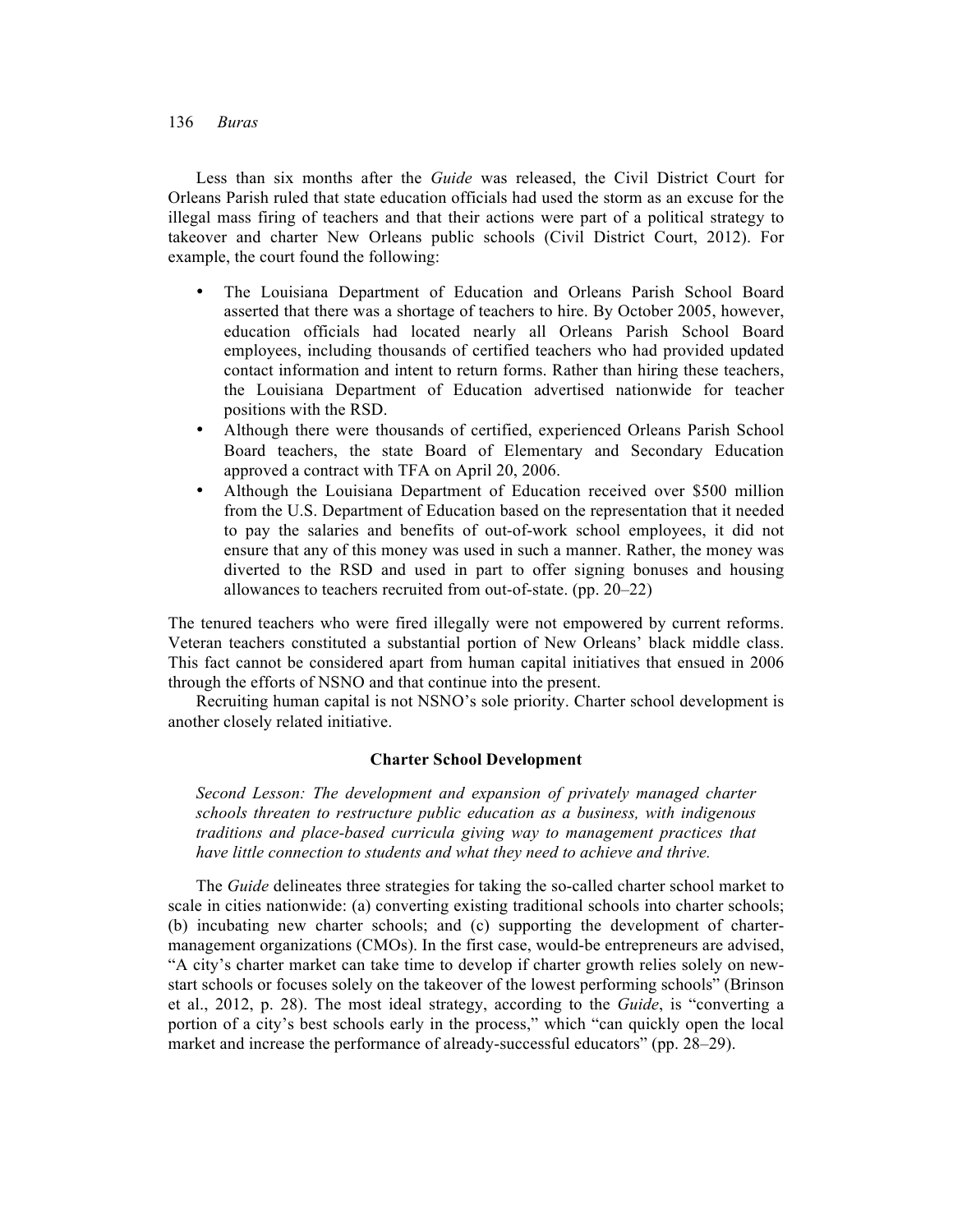Less than six months after the *Guide* was released, the Civil District Court for Orleans Parish ruled that state education officials had used the storm as an excuse for the illegal mass firing of teachers and that their actions were part of a political strategy to takeover and charter New Orleans public schools (Civil District Court, 2012). For example, the court found the following:

- The Louisiana Department of Education and Orleans Parish School Board asserted that there was a shortage of teachers to hire. By October 2005, however, education officials had located nearly all Orleans Parish School Board employees, including thousands of certified teachers who had provided updated contact information and intent to return forms. Rather than hiring these teachers, the Louisiana Department of Education advertised nationwide for teacher positions with the RSD.
- Although there were thousands of certified, experienced Orleans Parish School Board teachers, the state Board of Elementary and Secondary Education approved a contract with TFA on April 20, 2006.
- Although the Louisiana Department of Education received over $500 million from the U.S. Department of Education based on the representation that it needed to pay the salaries and benefits of out-of-work school employees, it did not ensure that any of this money was used in such a manner. Rather, the money was diverted to the RSD and used in part to offer signing bonuses and housing allowances to teachers recruited from out-of-state. (pp. 20–22)

The tenured teachers who were fired illegally were not empowered by current reforms. Veteran teachers constituted a substantial portion of New Orleans' black middle class. This fact cannot be considered apart from human capital initiatives that ensued in 2006 through the efforts of NSNO and that continue into the present.

Recruiting human capital is not NSNO's sole priority. Charter school development is another closely related initiative.

### Charter School Development

*Second Lesson: The development and expansion of privately managed charter schools threaten to restructure public education as a business, with indigenous traditions and place-based curricula giving way to management practices that have little connection to students and what they need to achieve and thrive.*

The *Guide* delineates three strategies for taking the so-called charter school market to scale in cities nationwide: (a) converting existing traditional schools into charter schools; (b) incubating new charter schools; and (c) supporting the development of charter-management organizations (CMOs). In the first case, would-be entrepreneurs are advised, "A city's charter market can take time to develop if charter growth relies solely on new-start schools or focuses solely on the takeover of the lowest performing schools" (Brinson et al., 2012, p. 28). The most ideal strategy, according to the *Guide*, is "converting a portion of a city's best schools early in the process," which "can quickly open the local market and increase the performance of already-successful educators" (pp. 28–29).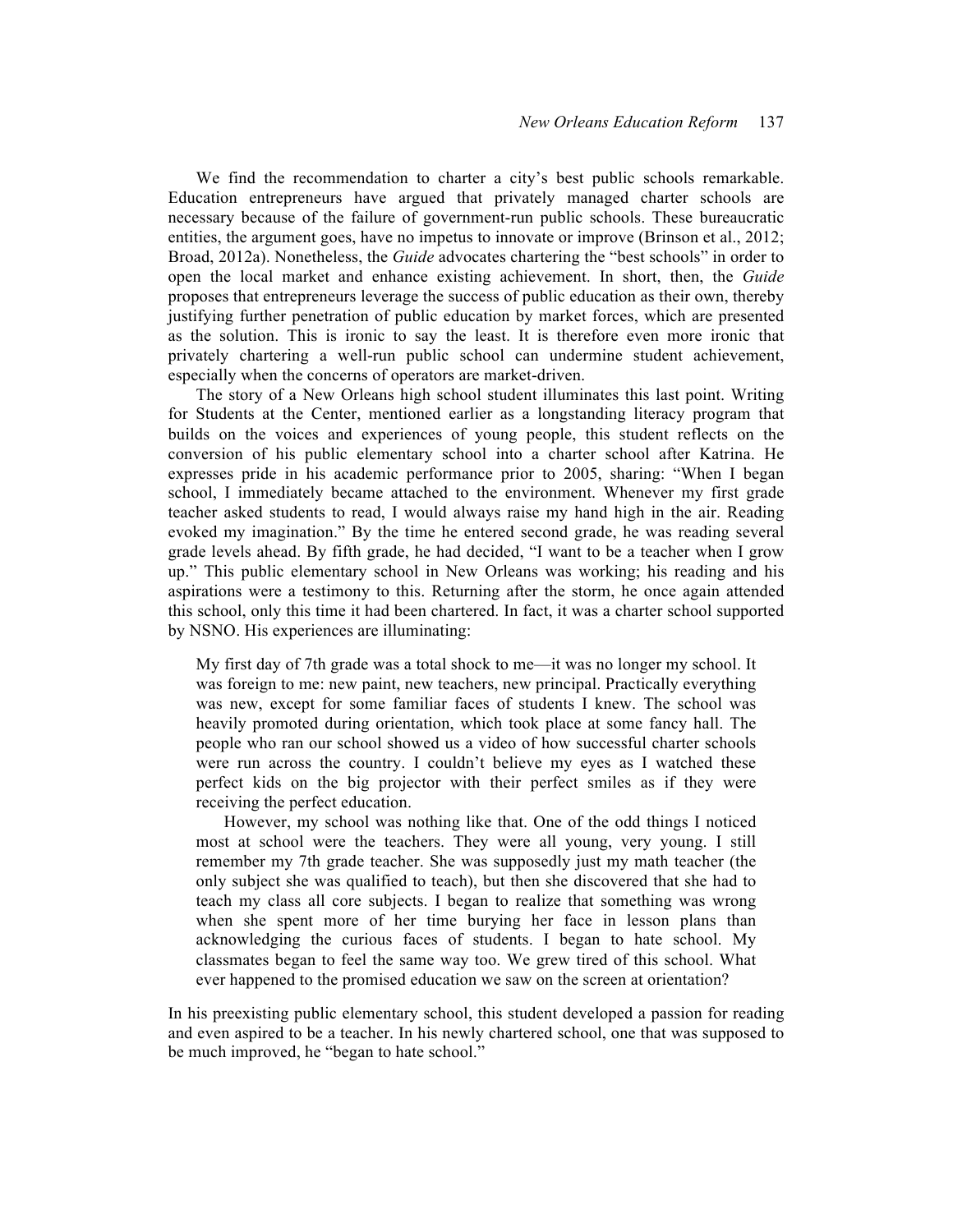We find the recommendation to charter a city's best public schools remarkable. Education entrepreneurs have argued that privately managed charter schools are necessary because of the failure of government-run public schools. These bureaucratic entities, the argument goes, have no impetus to innovate or improve (Brinson et al., 2012; Broad, 2012a). Nonetheless, the *Guide* advocates chartering the "best schools" in order to open the local market and enhance existing achievement. In short, then, the *Guide* proposes that entrepreneurs leverage the success of public education as their own, thereby justifying further penetration of public education by market forces, which are presented as the solution. This is ironic to say the least. It is therefore even more ironic that privately chartering a well-run public school can undermine student achievement, especially when the concerns of operators are market-driven.

The story of a New Orleans high school student illuminates this last point. Writing for Students at the Center, mentioned earlier as a longstanding literacy program that builds on the voices and experiences of young people, this student reflects on the conversion of his public elementary school into a charter school after Katrina. He expresses pride in his academic performance prior to 2005, sharing: "When I began school, I immediately became attached to the environment. Whenever my first grade teacher asked students to read, I would always raise my hand high in the air. Reading evoked my imagination." By the time he entered second grade, he was reading several grade levels ahead. By fifth grade, he had decided, "I want to be a teacher when I grow up." This public elementary school in New Orleans was working; his reading and his aspirations were a testimony to this. Returning after the storm, he once again attended this school, only this time it had been chartered. In fact, it was a charter school supported by NSNO. His experiences are illuminating:

> My first day of 7th grade was a total shock to me—it was no longer my school. It was foreign to me: new paint, new teachers, new principal. Practically everything was new, except for some familiar faces of students I knew. The school was heavily promoted during orientation, which took place at some fancy hall. The people who ran our school showed us a video of how successful charter schools were run across the country. I couldn't believe my eyes as I watched these perfect kids on the big projector with their perfect smiles as if they were receiving the perfect education.
>
> However, my school was nothing like that. One of the odd things I noticed most at school were the teachers. They were all young, very young. I still remember my 7th grade teacher. She was supposedly just my math teacher (the only subject she was qualified to teach), but then she discovered that she had to teach my class all core subjects. I began to realize that something was wrong when she spent more of her time burying her face in lesson plans than acknowledging the curious faces of students. I began to hate school. My classmates began to feel the same way too. We grew tired of this school. What ever happened to the promised education we saw on the screen at orientation?

In his preexisting public elementary school, this student developed a passion for reading and even aspired to be a teacher. In his newly chartered school, one that was supposed to be much improved, he "began to hate school."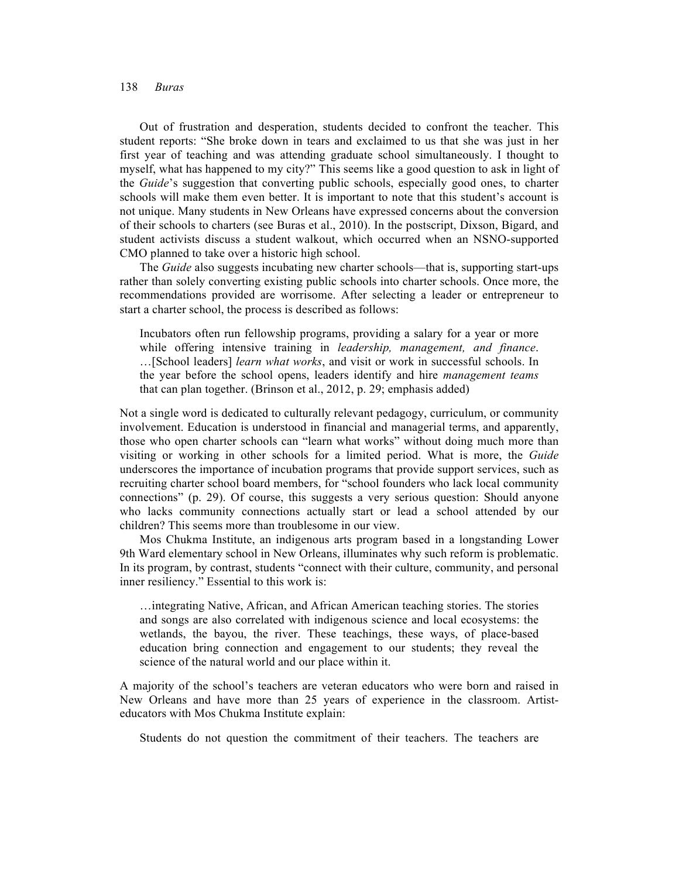Out of frustration and desperation, students decided to confront the teacher. This student reports: "She broke down in tears and exclaimed to us that she was just in her first year of teaching and was attending graduate school simultaneously. I thought to myself, what has happened to my city?" This seems like a good question to ask in light of the *Guide*'s suggestion that converting public schools, especially good ones, to charter schools will make them even better. It is important to note that this student's account is not unique. Many students in New Orleans have expressed concerns about the conversion of their schools to charters (see Buras et al., 2010). In the postscript, Dixson, Bigard, and student activists discuss a student walkout, which occurred when an NSNO-supported CMO planned to take over a historic high school.

The *Guide* also suggests incubating new charter schools—that is, supporting start-ups rather than solely converting existing public schools into charter schools. Once more, the recommendations provided are worrisome. After selecting a leader or entrepreneur to start a charter school, the process is described as follows:

> Incubators often run fellowship programs, providing a salary for a year or more while offering intensive training in *leadership, management, and finance*. …[School leaders] *learn what works*, and visit or work in successful schools. In the year before the school opens, leaders identify and hire *management teams* that can plan together. (Brinson et al., 2012, p. 29; emphasis added)

Not a single word is dedicated to culturally relevant pedagogy, curriculum, or community involvement. Education is understood in financial and managerial terms, and apparently, those who open charter schools can "learn what works" without doing much more than visiting or working in other schools for a limited period. What is more, the *Guide* underscores the importance of incubation programs that provide support services, such as recruiting charter school board members, for "school founders who lack local community connections" (p. 29). Of course, this suggests a very serious question: Should anyone who lacks community connections actually start or lead a school attended by our children? This seems more than troublesome in our view.

Mos Chukma Institute, an indigenous arts program based in a longstanding Lower 9th Ward elementary school in New Orleans, illuminates why such reform is problematic. In its program, by contrast, students "connect with their culture, community, and personal inner resiliency." Essential to this work is:

> …integrating Native, African, and African American teaching stories. The stories and songs are also correlated with indigenous science and local ecosystems: the wetlands, the bayou, the river. These teachings, these ways, of place-based education bring connection and engagement to our students; they reveal the science of the natural world and our place within it.

A majority of the school's teachers are veteran educators who were born and raised in New Orleans and have more than 25 years of experience in the classroom. Artist-educators with Mos Chukma Institute explain:

> Students do not question the commitment of their teachers. The teachers are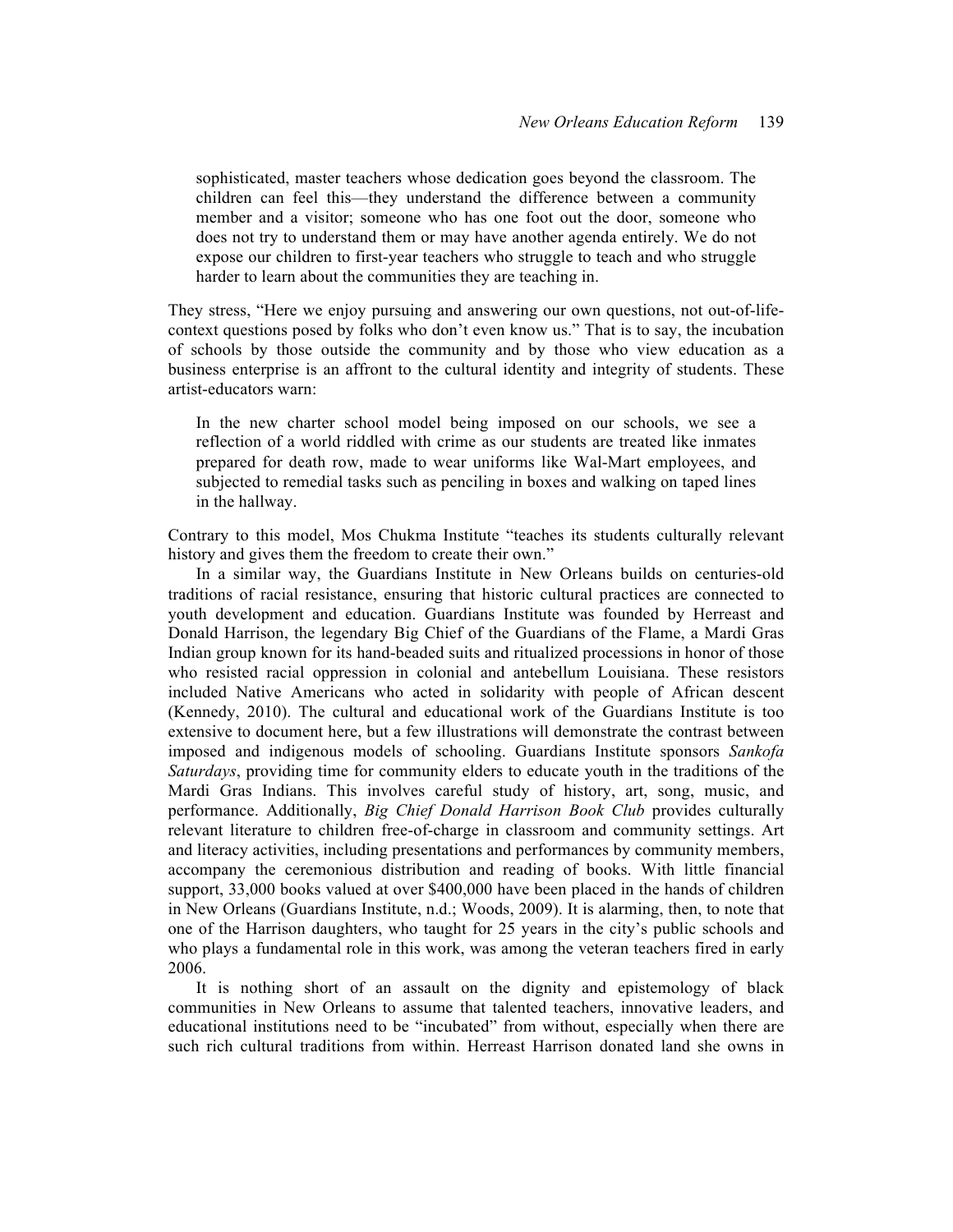> sophisticated, master teachers whose dedication goes beyond the classroom. The children can feel this—they understand the difference between a community member and a visitor; someone who has one foot out the door, someone who does not try to understand them or may have another agenda entirely. We do not expose our children to first-year teachers who struggle to teach and who struggle harder to learn about the communities they are teaching in.

They stress, "Here we enjoy pursuing and answering our own questions, not out-of-life-context questions posed by folks who don't even know us." That is to say, the incubation of schools by those outside the community and by those who view education as a business enterprise is an affront to the cultural identity and integrity of students. These artist-educators warn:

> In the new charter school model being imposed on our schools, we see a reflection of a world riddled with crime as our students are treated like inmates prepared for death row, made to wear uniforms like Wal-Mart employees, and subjected to remedial tasks such as penciling in boxes and walking on taped lines in the hallway.

Contrary to this model, Mos Chukma Institute "teaches its students culturally relevant history and gives them the freedom to create their own."

In a similar way, the Guardians Institute in New Orleans builds on centuries-old traditions of racial resistance, ensuring that historic cultural practices are connected to youth development and education. Guardians Institute was founded by Herreast and Donald Harrison, the legendary Big Chief of the Guardians of the Flame, a Mardi Gras Indian group known for its hand-beaded suits and ritualized processions in honor of those who resisted racial oppression in colonial and antebellum Louisiana. These resistors included Native Americans who acted in solidarity with people of African descent (Kennedy, 2010). The cultural and educational work of the Guardians Institute is too extensive to document here, but a few illustrations will demonstrate the contrast between imposed and indigenous models of schooling. Guardians Institute sponsors *Sankofa Saturdays*, providing time for community elders to educate youth in the traditions of the Mardi Gras Indians. This involves careful study of history, art, song, music, and performance. Additionally, *Big Chief Donald Harrison Book Club* provides culturally relevant literature to children free-of-charge in classroom and community settings. Art and literacy activities, including presentations and performances by community members, accompany the ceremonious distribution and reading of books. With little financial support, 33,000 books valued at over $400,000 have been placed in the hands of children in New Orleans (Guardians Institute, n.d.; Woods, 2009). It is alarming, then, to note that one of the Harrison daughters, who taught for 25 years in the city's public schools and who plays a fundamental role in this work, was among the veteran teachers fired in early 2006.

It is nothing short of an assault on the dignity and epistemology of black communities in New Orleans to assume that talented teachers, innovative leaders, and educational institutions need to be "incubated" from without, especially when there are such rich cultural traditions from within. Herreast Harrison donated land she owns in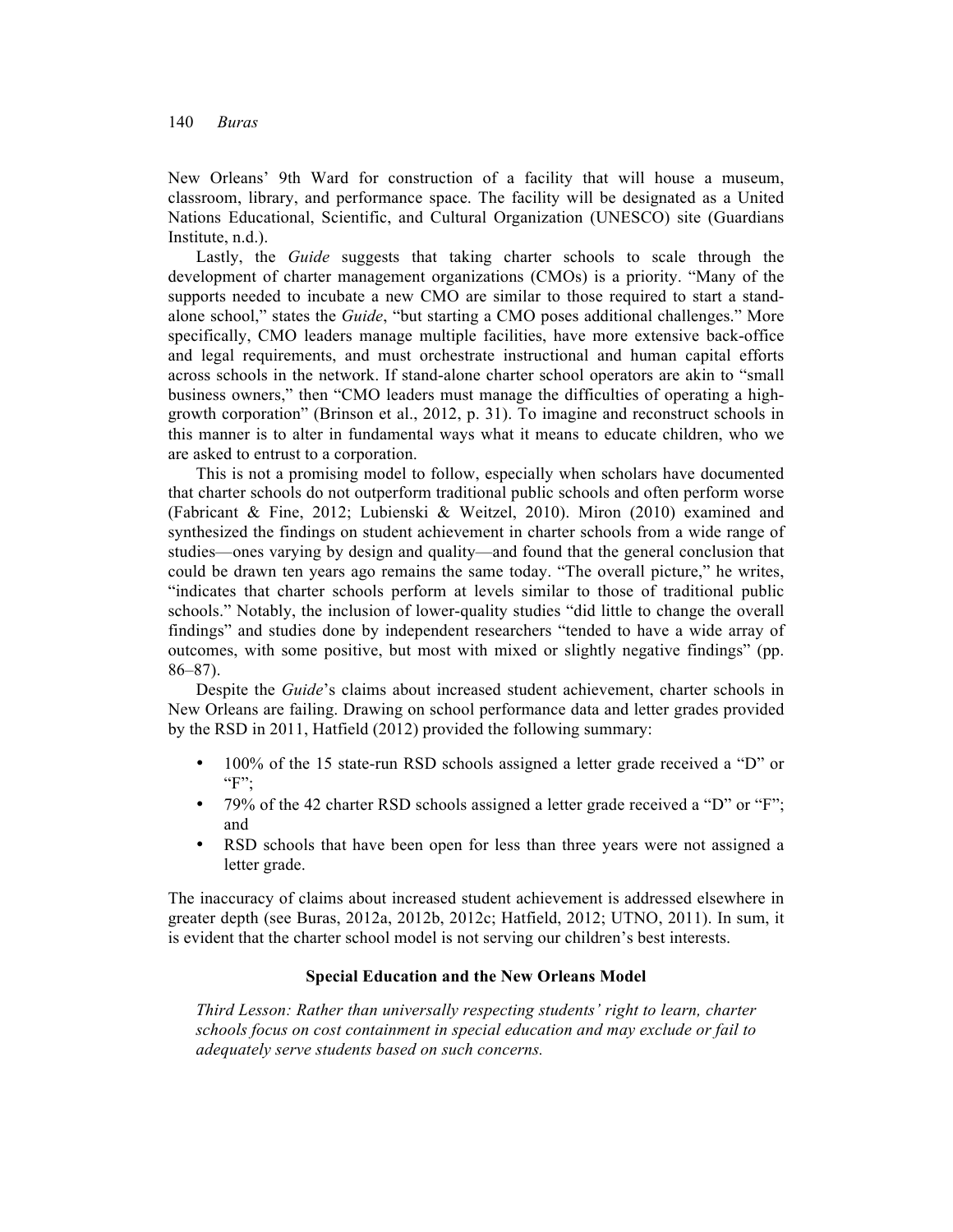New Orleans' 9th Ward for construction of a facility that will house a museum, classroom, library, and performance space. The facility will be designated as a United Nations Educational, Scientific, and Cultural Organization (UNESCO) site (Guardians Institute, n.d.).

Lastly, the *Guide* suggests that taking charter schools to scale through the development of charter management organizations (CMOs) is a priority. "Many of the supports needed to incubate a new CMO are similar to those required to start a stand-alone school," states the *Guide*, "but starting a CMO poses additional challenges." More specifically, CMO leaders manage multiple facilities, have more extensive back-office and legal requirements, and must orchestrate instructional and human capital efforts across schools in the network. If stand-alone charter school operators are akin to "small business owners," then "CMO leaders must manage the difficulties of operating a high-growth corporation" (Brinson et al., 2012, p. 31). To imagine and reconstruct schools in this manner is to alter in fundamental ways what it means to educate children, who we are asked to entrust to a corporation.

This is not a promising model to follow, especially when scholars have documented that charter schools do not outperform traditional public schools and often perform worse (Fabricant & Fine, 2012; Lubienski & Weitzel, 2010). Miron (2010) examined and synthesized the findings on student achievement in charter schools from a wide range of studies—ones varying by design and quality—and found that the general conclusion that could be drawn ten years ago remains the same today. "The overall picture," he writes, "indicates that charter schools perform at levels similar to those of traditional public schools." Notably, the inclusion of lower-quality studies "did little to change the overall findings" and studies done by independent researchers "tended to have a wide array of outcomes, with some positive, but most with mixed or slightly negative findings" (pp. 86–87).

Despite the *Guide*'s claims about increased student achievement, charter schools in New Orleans are failing. Drawing on school performance data and letter grades provided by the RSD in 2011, Hatfield (2012) provided the following summary:

- 100% of the 15 state-run RSD schools assigned a letter grade received a "D" or "F";
- 79% of the 42 charter RSD schools assigned a letter grade received a "D" or "F"; and
- RSD schools that have been open for less than three years were not assigned a letter grade.

The inaccuracy of claims about increased student achievement is addressed elsewhere in greater depth (see Buras, 2012a, 2012b, 2012c; Hatfield, 2012; UTNO, 2011). In sum, it is evident that the charter school model is not serving our children's best interests.

### Special Education and the New Orleans Model

*Third Lesson: Rather than universally respecting students' right to learn, charter schools focus on cost containment in special education and may exclude or fail to adequately serve students based on such concerns.*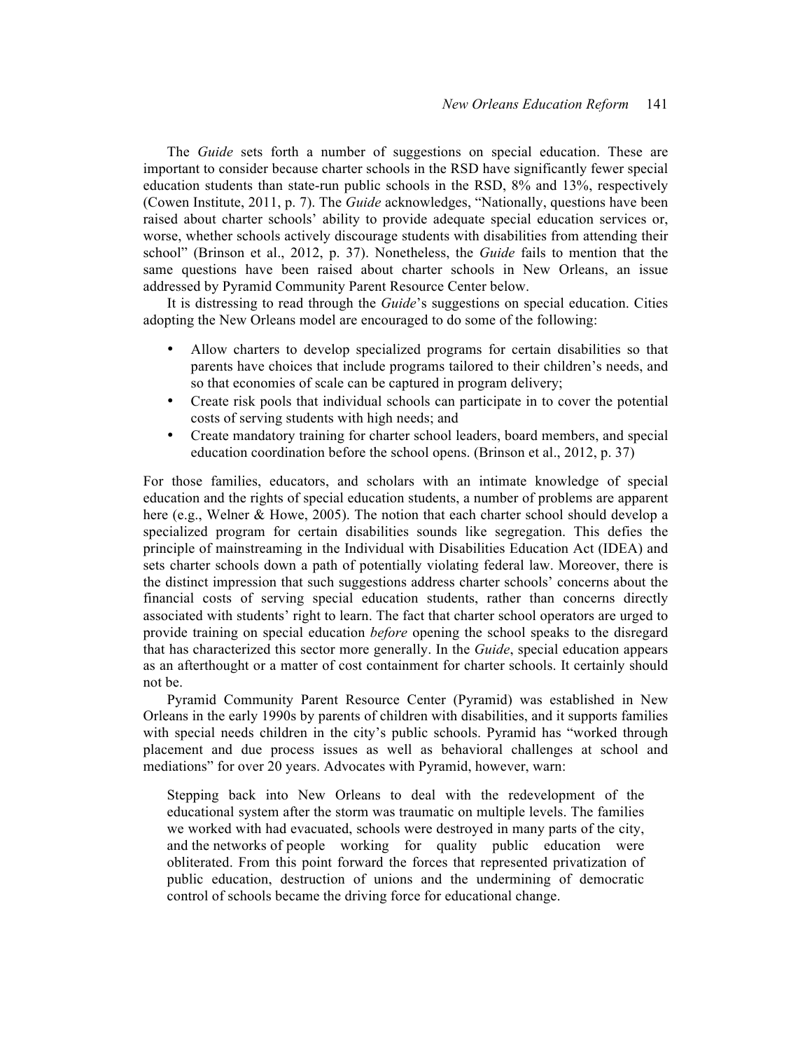The *Guide* sets forth a number of suggestions on special education. These are important to consider because charter schools in the RSD have significantly fewer special education students than state-run public schools in the RSD, 8% and 13%, respectively (Cowen Institute, 2011, p. 7). The *Guide* acknowledges, "Nationally, questions have been raised about charter schools' ability to provide adequate special education services or, worse, whether schools actively discourage students with disabilities from attending their school" (Brinson et al., 2012, p. 37). Nonetheless, the *Guide* fails to mention that the same questions have been raised about charter schools in New Orleans, an issue addressed by Pyramid Community Parent Resource Center below.

It is distressing to read through the *Guide*'s suggestions on special education. Cities adopting the New Orleans model are encouraged to do some of the following:

- Allow charters to develop specialized programs for certain disabilities so that parents have choices that include programs tailored to their children's needs, and so that economies of scale can be captured in program delivery;
- Create risk pools that individual schools can participate in to cover the potential costs of serving students with high needs; and
- Create mandatory training for charter school leaders, board members, and special education coordination before the school opens. (Brinson et al., 2012, p. 37)

For those families, educators, and scholars with an intimate knowledge of special education and the rights of special education students, a number of problems are apparent here (e.g., Welner & Howe, 2005). The notion that each charter school should develop a specialized program for certain disabilities sounds like segregation. This defies the principle of mainstreaming in the Individual with Disabilities Education Act (IDEA) and sets charter schools down a path of potentially violating federal law. Moreover, there is the distinct impression that such suggestions address charter schools' concerns about the financial costs of serving special education students, rather than concerns directly associated with students' right to learn. The fact that charter school operators are urged to provide training on special education *before* opening the school speaks to the disregard that has characterized this sector more generally. In the *Guide*, special education appears as an afterthought or a matter of cost containment for charter schools. It certainly should not be.

Pyramid Community Parent Resource Center (Pyramid) was established in New Orleans in the early 1990s by parents of children with disabilities, and it supports families with special needs children in the city's public schools. Pyramid has "worked through placement and due process issues as well as behavioral challenges at school and mediations" for over 20 years. Advocates with Pyramid, however, warn:

> Stepping back into New Orleans to deal with the redevelopment of the educational system after the storm was traumatic on multiple levels. The families we worked with had evacuated, schools were destroyed in many parts of the city, and the networks of people working for quality public education were obliterated. From this point forward the forces that represented privatization of public education, destruction of unions and the undermining of democratic control of schools became the driving force for educational change.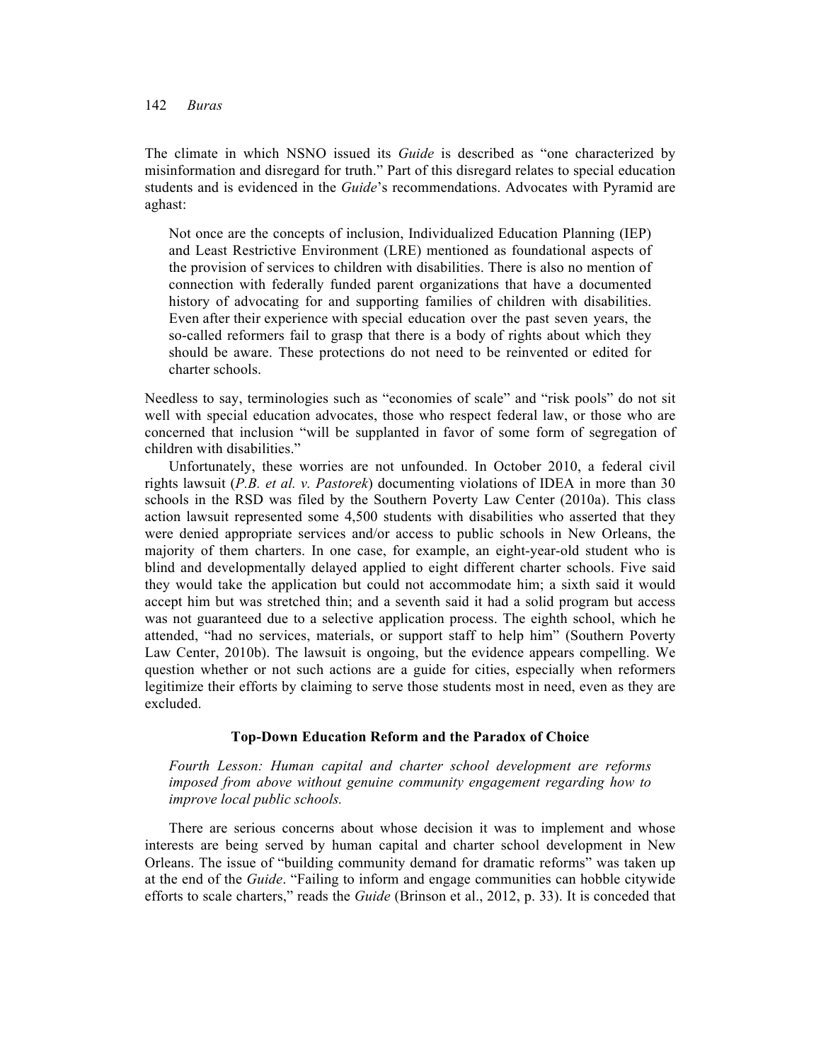The climate in which NSNO issued its *Guide* is described as "one characterized by misinformation and disregard for truth." Part of this disregard relates to special education students and is evidenced in the *Guide*'s recommendations. Advocates with Pyramid are aghast:

> Not once are the concepts of inclusion, Individualized Education Planning (IEP) and Least Restrictive Environment (LRE) mentioned as foundational aspects of the provision of services to children with disabilities. There is also no mention of connection with federally funded parent organizations that have a documented history of advocating for and supporting families of children with disabilities. Even after their experience with special education over the past seven years, the so-called reformers fail to grasp that there is a body of rights about which they should be aware. These protections do not need to be reinvented or edited for charter schools.

Needless to say, terminologies such as "economies of scale" and "risk pools" do not sit well with special education advocates, those who respect federal law, or those who are concerned that inclusion "will be supplanted in favor of some form of segregation of children with disabilities."

Unfortunately, these worries are not unfounded. In October 2010, a federal civil rights lawsuit (*P.B. et al. v. Pastorek*) documenting violations of IDEA in more than 30 schools in the RSD was filed by the Southern Poverty Law Center (2010a). This class action lawsuit represented some 4,500 students with disabilities who asserted that they were denied appropriate services and/or access to public schools in New Orleans, the majority of them charters. In one case, for example, an eight-year-old student who is blind and developmentally delayed applied to eight different charter schools. Five said they would take the application but could not accommodate him; a sixth said it would accept him but was stretched thin; and a seventh said it had a solid program but access was not guaranteed due to a selective application process. The eighth school, which he attended, "had no services, materials, or support staff to help him" (Southern Poverty Law Center, 2010b). The lawsuit is ongoing, but the evidence appears compelling. We question whether or not such actions are a guide for cities, especially when reformers legitimize their efforts by claiming to serve those students most in need, even as they are excluded.

### Top-Down Education Reform and the Paradox of Choice

> *Fourth Lesson: Human capital and charter school development are reforms imposed from above without genuine community engagement regarding how to improve local public schools.*

There are serious concerns about whose decision it was to implement and whose interests are being served by human capital and charter school development in New Orleans. The issue of "building community demand for dramatic reforms" was taken up at the end of the *Guide*. "Failing to inform and engage communities can hobble citywide efforts to scale charters," reads the *Guide* (Brinson et al., 2012, p. 33). It is conceded that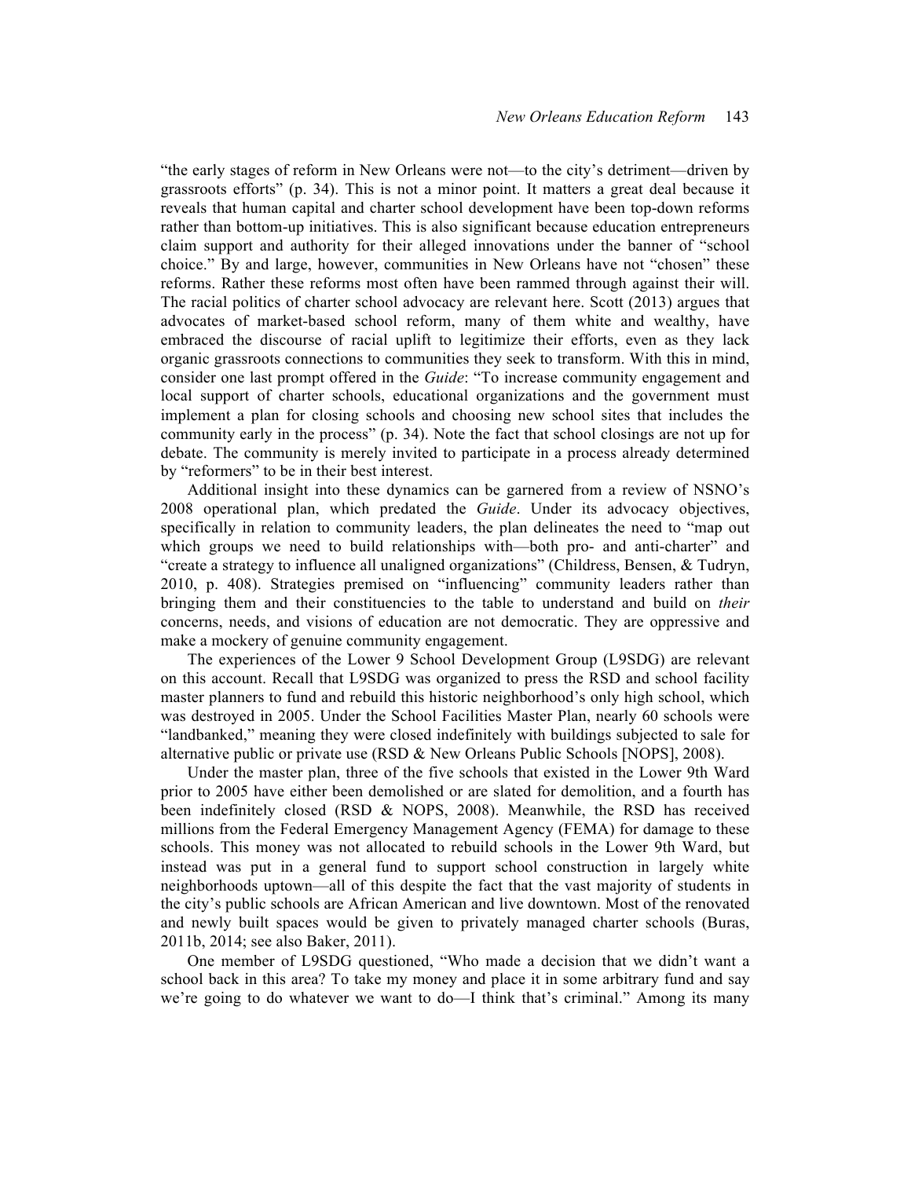"the early stages of reform in New Orleans were not—to the city's detriment—driven by grassroots efforts" (p. 34). This is not a minor point. It matters a great deal because it reveals that human capital and charter school development have been top-down reforms rather than bottom-up initiatives. This is also significant because education entrepreneurs claim support and authority for their alleged innovations under the banner of "school choice." By and large, however, communities in New Orleans have not "chosen" these reforms. Rather these reforms most often have been rammed through against their will. The racial politics of charter school advocacy are relevant here. Scott (2013) argues that advocates of market-based school reform, many of them white and wealthy, have embraced the discourse of racial uplift to legitimize their efforts, even as they lack organic grassroots connections to communities they seek to transform. With this in mind, consider one last prompt offered in the *Guide*: "To increase community engagement and local support of charter schools, educational organizations and the government must implement a plan for closing schools and choosing new school sites that includes the community early in the process" (p. 34). Note the fact that school closings are not up for debate. The community is merely invited to participate in a process already determined by "reformers" to be in their best interest.

Additional insight into these dynamics can be garnered from a review of NSNO's 2008 operational plan, which predated the *Guide*. Under its advocacy objectives, specifically in relation to community leaders, the plan delineates the need to "map out which groups we need to build relationships with—both pro- and anti-charter" and "create a strategy to influence all unaligned organizations" (Childress, Bensen, & Tudryn, 2010, p. 408). Strategies premised on "influencing" community leaders rather than bringing them and their constituencies to the table to understand and build on *their* concerns, needs, and visions of education are not democratic. They are oppressive and make a mockery of genuine community engagement.

The experiences of the Lower 9 School Development Group (L9SDG) are relevant on this account. Recall that L9SDG was organized to press the RSD and school facility master planners to fund and rebuild this historic neighborhood's only high school, which was destroyed in 2005. Under the School Facilities Master Plan, nearly 60 schools were "landbanked," meaning they were closed indefinitely with buildings subjected to sale for alternative public or private use (RSD & New Orleans Public Schools [NOPS], 2008).

Under the master plan, three of the five schools that existed in the Lower 9th Ward prior to 2005 have either been demolished or are slated for demolition, and a fourth has been indefinitely closed (RSD & NOPS, 2008). Meanwhile, the RSD has received millions from the Federal Emergency Management Agency (FEMA) for damage to these schools. This money was not allocated to rebuild schools in the Lower 9th Ward, but instead was put in a general fund to support school construction in largely white neighborhoods uptown—all of this despite the fact that the vast majority of students in the city's public schools are African American and live downtown. Most of the renovated and newly built spaces would be given to privately managed charter schools (Buras, 2011b, 2014; see also Baker, 2011).

One member of L9SDG questioned, "Who made a decision that we didn't want a school back in this area? To take my money and place it in some arbitrary fund and say we're going to do whatever we want to do—I think that's criminal." Among its many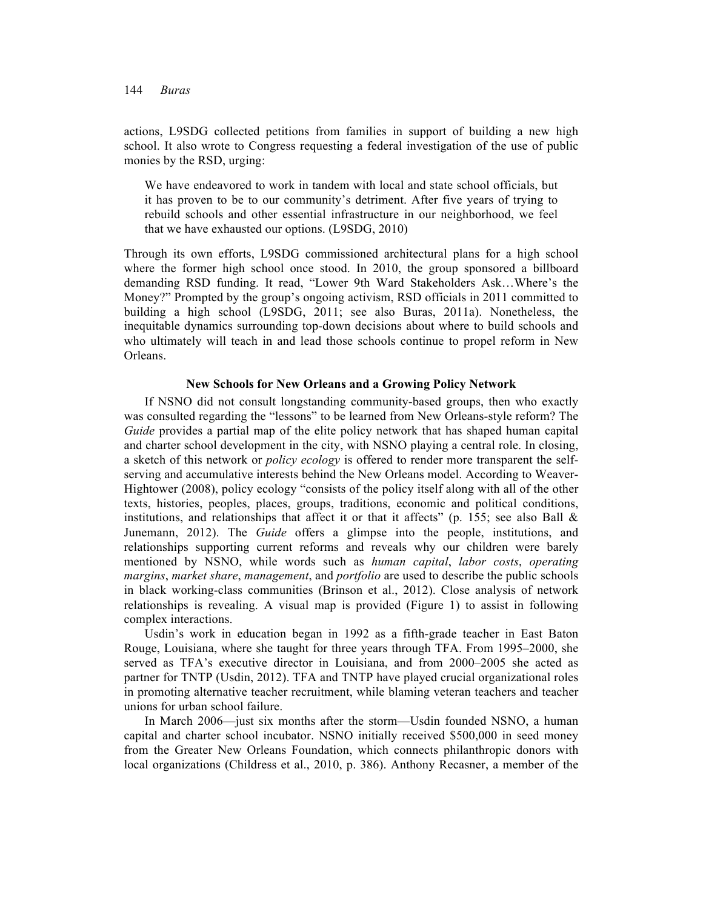actions, L9SDG collected petitions from families in support of building a new high school. It also wrote to Congress requesting a federal investigation of the use of public monies by the RSD, urging:

> We have endeavored to work in tandem with local and state school officials, but it has proven to be to our community's detriment. After five years of trying to rebuild schools and other essential infrastructure in our neighborhood, we feel that we have exhausted our options. (L9SDG, 2010)

Through its own efforts, L9SDG commissioned architectural plans for a high school where the former high school once stood. In 2010, the group sponsored a billboard demanding RSD funding. It read, "Lower 9th Ward Stakeholders Ask…Where's the Money?" Prompted by the group's ongoing activism, RSD officials in 2011 committed to building a high school (L9SDG, 2011; see also Buras, 2011a). Nonetheless, the inequitable dynamics surrounding top-down decisions about where to build schools and who ultimately will teach in and lead those schools continue to propel reform in New Orleans.

### New Schools for New Orleans and a Growing Policy Network

If NSNO did not consult longstanding community-based groups, then who exactly was consulted regarding the "lessons" to be learned from New Orleans-style reform? The *Guide* provides a partial map of the elite policy network that has shaped human capital and charter school development in the city, with NSNO playing a central role. In closing, a sketch of this network or *policy ecology* is offered to render more transparent the self-serving and accumulative interests behind the New Orleans model. According to Weaver-Hightower (2008), policy ecology "consists of the policy itself along with all of the other texts, histories, peoples, places, groups, traditions, economic and political conditions, institutions, and relationships that affect it or that it affects" (p. 155; see also Ball & Junemann, 2012). The *Guide* offers a glimpse into the people, institutions, and relationships supporting current reforms and reveals why our children were barely mentioned by NSNO, while words such as *human capital*, *labor costs*, *operating margins*, *market share*, *management*, and *portfolio* are used to describe the public schools in black working-class communities (Brinson et al., 2012). Close analysis of network relationships is revealing. A visual map is provided (Figure 1) to assist in following complex interactions.

Usdin's work in education began in 1992 as a fifth-grade teacher in East Baton Rouge, Louisiana, where she taught for three years through TFA. From 1995–2000, she served as TFA's executive director in Louisiana, and from 2000–2005 she acted as partner for TNTP (Usdin, 2012). TFA and TNTP have played crucial organizational roles in promoting alternative teacher recruitment, while blaming veteran teachers and teacher unions for urban school failure.

In March 2006—just six months after the storm—Usdin founded NSNO, a human capital and charter school incubator. NSNO initially received $500,000 in seed money from the Greater New Orleans Foundation, which connects philanthropic donors with local organizations (Childress et al., 2010, p. 386). Anthony Recasner, a member of the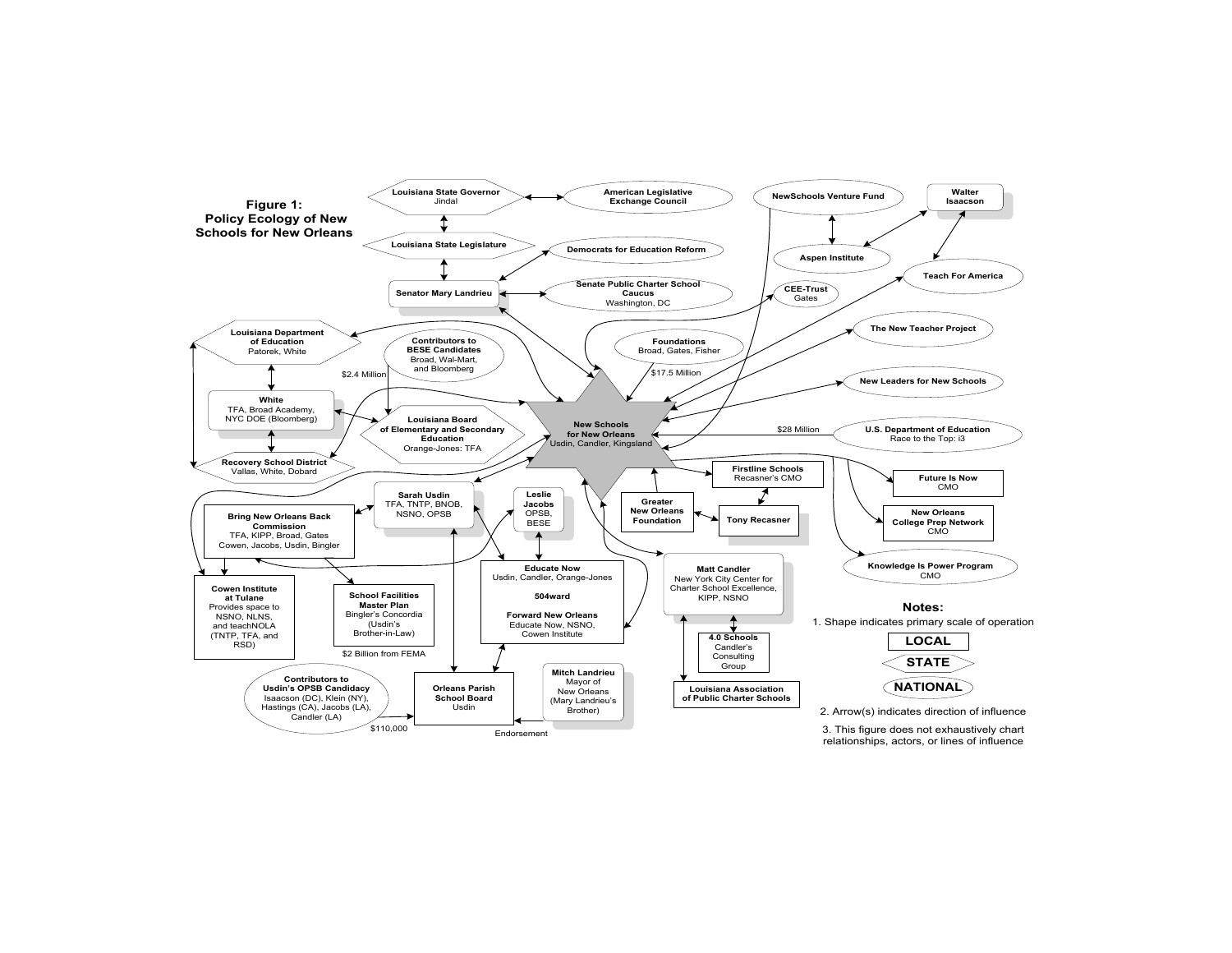## Figure 1: Policy Ecology of New Schools for New Orleans

Louisiana State Governor
Jindal

American Legislative Exchange Council

Louisiana State Legislature

Democrats for Education Reform

Senator Mary Landrieu

Senate Public Charter School Caucus
Washington, DC

NewSchools Venture Fund

Walter Isaacson

Aspen Institute

Teach For America

CEE-Trust
Gates

Louisiana Department of Education
Patorek, White

Contributors to BESE Candidates
Broad, Wal-Mart, and Bloomberg

$2.4 Million

Foundations
Broad, Gates, Fisher

$17.5 Million

The New Teacher Project

New Leaders for New Schools

White
TFA, Broad Academy, NYC DOE (Bloomberg)

Louisiana Board of Elementary and Secondary Education
Orange-Jones: TFA

New Schools for New Orleans
Usdin, Candler, Kingsland

$28 Million

U.S. Department of Education
Race to the Top: i3

Recovery School District
Vallas, White, Dobard

Firstline Schools
Recasner's CMO

Future Is Now
CMO

New Orleans College Prep Network
CMO

Sarah Usdin
TFA, TNTP, BNOB, NSNO, OPSB

Leslie Jacobs
OPSB, BESE

Greater New Orleans Foundation

Tony Recasner

Knowledge Is Power Program
CMO

Bring New Orleans Back Commission
TFA, KIPP, Broad, Gates
Cowen, Jacobs, Usdin, Bingler

Educate Now
Usdin, Candler, Orange-Jones

504ward

Forward New Orleans
Educate Now, NSNO, Cowen Institute

Matt Candler
New York City Center for Charter School Excellence, KIPP, NSNO

Cowen Institute at Tulane
Provides space to NSNO, NLNS, and teachNOLA (TNTP, TFA, and RSD)

School Facilities Master Plan
Bingler's Concordia (Usdin's Brother-in-Law)

$2 Billion from FEMA

4.0 Schools
Candler's Consulting Group

Contributors to Usdin's OPSB Candidacy
Isaacson (DC), Klein (NY), Hastings (CA), Jacobs (LA), Candler (LA)

$110,000

Orleans Parish School Board
Usdin

Mitch Landrieu
Mayor of New Orleans (Mary Landrieu's Brother)

Endorsement

Louisiana Association of Public Charter Schools

**Notes:**

1. Shape indicates primary scale of operation

**LOCAL**

**STATE**

**NATIONAL**

2. Arrow(s) indicates direction of influence

3. This figure does not exhaustively chart relationships, actors, or lines of influence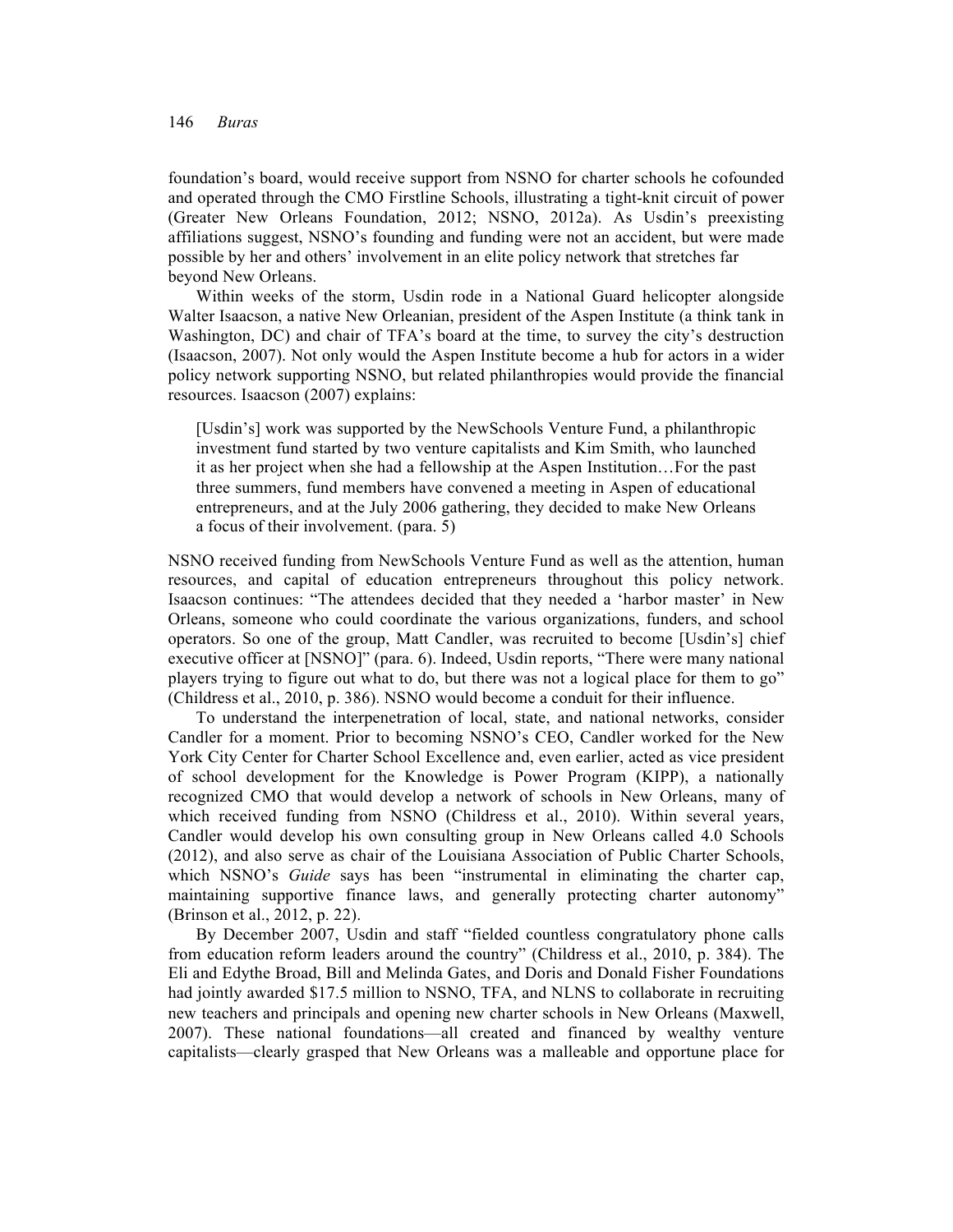foundation's board, would receive support from NSNO for charter schools he cofounded and operated through the CMO Firstline Schools, illustrating a tight-knit circuit of power (Greater New Orleans Foundation, 2012; NSNO, 2012a). As Usdin's preexisting affiliations suggest, NSNO's founding and funding were not an accident, but were made possible by her and others' involvement in an elite policy network that stretches far beyond New Orleans.

Within weeks of the storm, Usdin rode in a National Guard helicopter alongside Walter Isaacson, a native New Orleanian, president of the Aspen Institute (a think tank in Washington, DC) and chair of TFA's board at the time, to survey the city's destruction (Isaacson, 2007). Not only would the Aspen Institute become a hub for actors in a wider policy network supporting NSNO, but related philanthropies would provide the financial resources. Isaacson (2007) explains:

> [Usdin's] work was supported by the NewSchools Venture Fund, a philanthropic investment fund started by two venture capitalists and Kim Smith, who launched it as her project when she had a fellowship at the Aspen Institution…For the past three summers, fund members have convened a meeting in Aspen of educational entrepreneurs, and at the July 2006 gathering, they decided to make New Orleans a focus of their involvement. (para. 5)

NSNO received funding from NewSchools Venture Fund as well as the attention, human resources, and capital of education entrepreneurs throughout this policy network. Isaacson continues: "The attendees decided that they needed a 'harbor master' in New Orleans, someone who could coordinate the various organizations, funders, and school operators. So one of the group, Matt Candler, was recruited to become [Usdin's] chief executive officer at [NSNO]" (para. 6). Indeed, Usdin reports, "There were many national players trying to figure out what to do, but there was not a logical place for them to go" (Childress et al., 2010, p. 386). NSNO would become a conduit for their influence.

To understand the interpenetration of local, state, and national networks, consider Candler for a moment. Prior to becoming NSNO's CEO, Candler worked for the New York City Center for Charter School Excellence and, even earlier, acted as vice president of school development for the Knowledge is Power Program (KIPP), a nationally recognized CMO that would develop a network of schools in New Orleans, many of which received funding from NSNO (Childress et al., 2010). Within several years, Candler would develop his own consulting group in New Orleans called 4.0 Schools (2012), and also serve as chair of the Louisiana Association of Public Charter Schools, which NSNO's *Guide* says has been "instrumental in eliminating the charter cap, maintaining supportive finance laws, and generally protecting charter autonomy" (Brinson et al., 2012, p. 22).

By December 2007, Usdin and staff "fielded countless congratulatory phone calls from education reform leaders around the country" (Childress et al., 2010, p. 384). The Eli and Edythe Broad, Bill and Melinda Gates, and Doris and Donald Fisher Foundations had jointly awarded $17.5 million to NSNO, TFA, and NLNS to collaborate in recruiting new teachers and principals and opening new charter schools in New Orleans (Maxwell, 2007). These national foundations—all created and financed by wealthy venture capitalists—clearly grasped that New Orleans was a malleable and opportune place for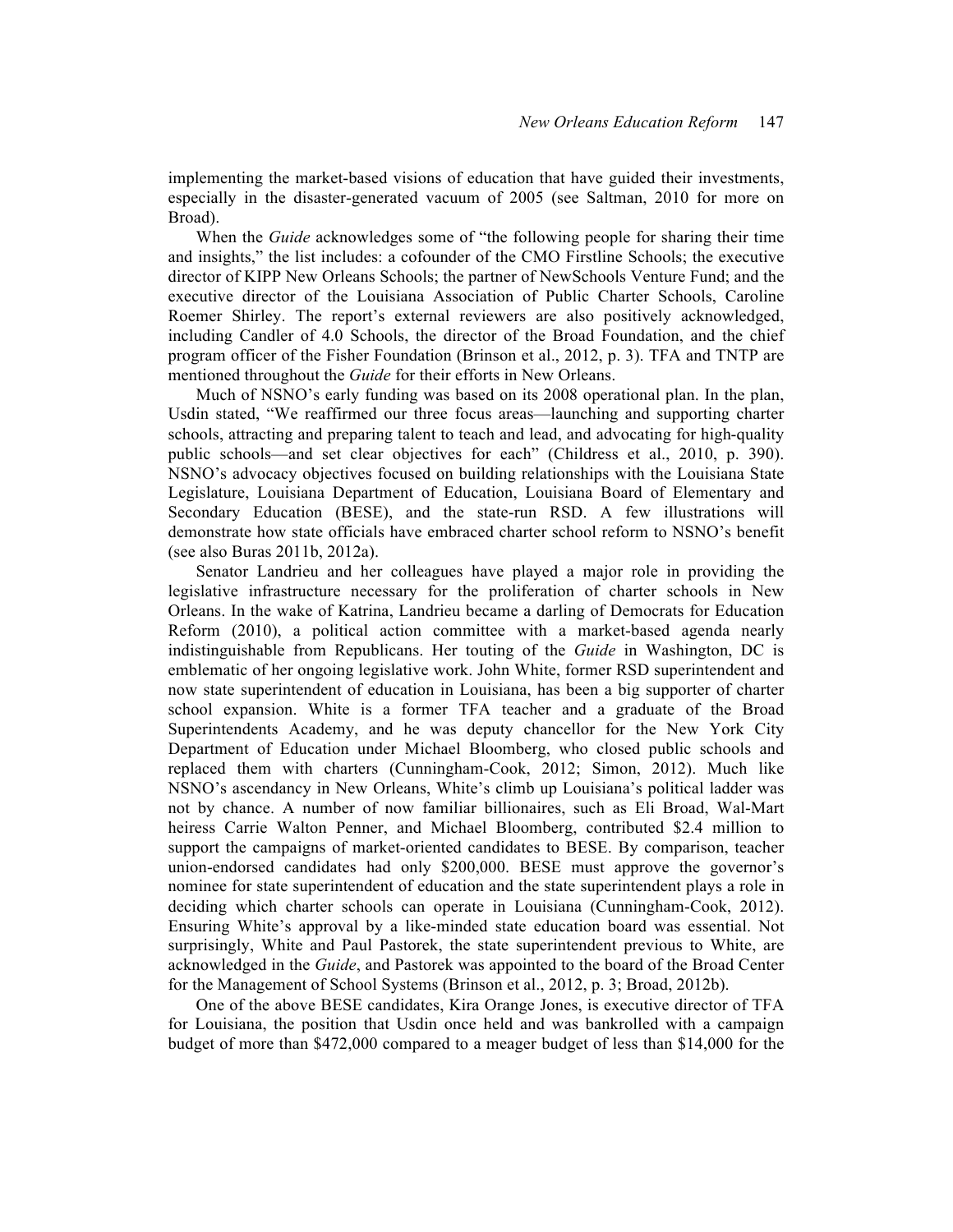implementing the market-based visions of education that have guided their investments, especially in the disaster-generated vacuum of 2005 (see Saltman, 2010 for more on Broad).

When the *Guide* acknowledges some of "the following people for sharing their time and insights," the list includes: a cofounder of the CMO Firstline Schools; the executive director of KIPP New Orleans Schools; the partner of NewSchools Venture Fund; and the executive director of the Louisiana Association of Public Charter Schools, Caroline Roemer Shirley. The report's external reviewers are also positively acknowledged, including Candler of 4.0 Schools, the director of the Broad Foundation, and the chief program officer of the Fisher Foundation (Brinson et al., 2012, p. 3). TFA and TNTP are mentioned throughout the *Guide* for their efforts in New Orleans.

Much of NSNO's early funding was based on its 2008 operational plan. In the plan, Usdin stated, "We reaffirmed our three focus areas—launching and supporting charter schools, attracting and preparing talent to teach and lead, and advocating for high-quality public schools—and set clear objectives for each" (Childress et al., 2010, p. 390). NSNO's advocacy objectives focused on building relationships with the Louisiana State Legislature, Louisiana Department of Education, Louisiana Board of Elementary and Secondary Education (BESE), and the state-run RSD. A few illustrations will demonstrate how state officials have embraced charter school reform to NSNO's benefit (see also Buras 2011b, 2012a).

Senator Landrieu and her colleagues have played a major role in providing the legislative infrastructure necessary for the proliferation of charter schools in New Orleans. In the wake of Katrina, Landrieu became a darling of Democrats for Education Reform (2010), a political action committee with a market-based agenda nearly indistinguishable from Republicans. Her touting of the *Guide* in Washington, DC is emblematic of her ongoing legislative work. John White, former RSD superintendent and now state superintendent of education in Louisiana, has been a big supporter of charter school expansion. White is a former TFA teacher and a graduate of the Broad Superintendents Academy, and he was deputy chancellor for the New York City Department of Education under Michael Bloomberg, who closed public schools and replaced them with charters (Cunningham-Cook, 2012; Simon, 2012). Much like NSNO's ascendancy in New Orleans, White's climb up Louisiana's political ladder was not by chance. A number of now familiar billionaires, such as Eli Broad, Wal-Mart heiress Carrie Walton Penner, and Michael Bloomberg, contributed \$2.4 million to support the campaigns of market-oriented candidates to BESE. By comparison, teacher union-endorsed candidates had only \$200,000. BESE must approve the governor's nominee for state superintendent of education and the state superintendent plays a role in deciding which charter schools can operate in Louisiana (Cunningham-Cook, 2012). Ensuring White's approval by a like-minded state education board was essential. Not surprisingly, White and Paul Pastorek, the state superintendent previous to White, are acknowledged in the *Guide*, and Pastorek was appointed to the board of the Broad Center for the Management of School Systems (Brinson et al., 2012, p. 3; Broad, 2012b).

One of the above BESE candidates, Kira Orange Jones, is executive director of TFA for Louisiana, the position that Usdin once held and was bankrolled with a campaign budget of more than \$472,000 compared to a meager budget of less than \$14,000 for the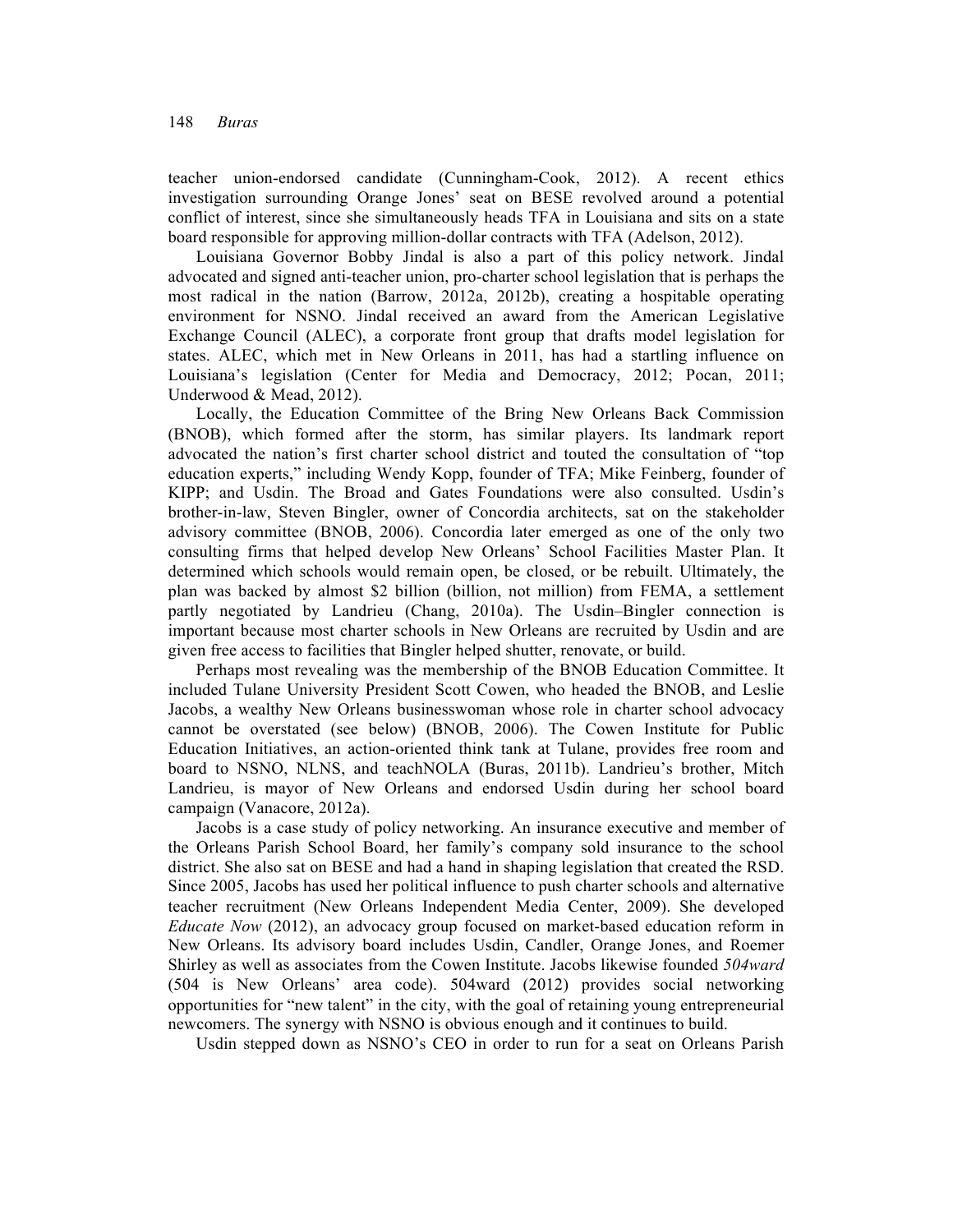teacher union-endorsed candidate (Cunningham-Cook, 2012). A recent ethics investigation surrounding Orange Jones' seat on BESE revolved around a potential conflict of interest, since she simultaneously heads TFA in Louisiana and sits on a state board responsible for approving million-dollar contracts with TFA (Adelson, 2012).

Louisiana Governor Bobby Jindal is also a part of this policy network. Jindal advocated and signed anti-teacher union, pro-charter school legislation that is perhaps the most radical in the nation (Barrow, 2012a, 2012b), creating a hospitable operating environment for NSNO. Jindal received an award from the American Legislative Exchange Council (ALEC), a corporate front group that drafts model legislation for states. ALEC, which met in New Orleans in 2011, has had a startling influence on Louisiana's legislation (Center for Media and Democracy, 2012; Pocan, 2011; Underwood & Mead, 2012).

Locally, the Education Committee of the Bring New Orleans Back Commission (BNOB), which formed after the storm, has similar players. Its landmark report advocated the nation's first charter school district and touted the consultation of "top education experts," including Wendy Kopp, founder of TFA; Mike Feinberg, founder of KIPP; and Usdin. The Broad and Gates Foundations were also consulted. Usdin's brother-in-law, Steven Bingler, owner of Concordia architects, sat on the stakeholder advisory committee (BNOB, 2006). Concordia later emerged as one of the only two consulting firms that helped develop New Orleans' School Facilities Master Plan. It determined which schools would remain open, be closed, or be rebuilt. Ultimately, the plan was backed by almost $2 billion (billion, not million) from FEMA, a settlement partly negotiated by Landrieu (Chang, 2010a). The Usdin–Bingler connection is important because most charter schools in New Orleans are recruited by Usdin and are given free access to facilities that Bingler helped shutter, renovate, or build.

Perhaps most revealing was the membership of the BNOB Education Committee. It included Tulane University President Scott Cowen, who headed the BNOB, and Leslie Jacobs, a wealthy New Orleans businesswoman whose role in charter school advocacy cannot be overstated (see below) (BNOB, 2006). The Cowen Institute for Public Education Initiatives, an action-oriented think tank at Tulane, provides free room and board to NSNO, NLNS, and teachNOLA (Buras, 2011b). Landrieu's brother, Mitch Landrieu, is mayor of New Orleans and endorsed Usdin during her school board campaign (Vanacore, 2012a).

Jacobs is a case study of policy networking. An insurance executive and member of the Orleans Parish School Board, her family's company sold insurance to the school district. She also sat on BESE and had a hand in shaping legislation that created the RSD. Since 2005, Jacobs has used her political influence to push charter schools and alternative teacher recruitment (New Orleans Independent Media Center, 2009). She developed *Educate Now* (2012), an advocacy group focused on market-based education reform in New Orleans. Its advisory board includes Usdin, Candler, Orange Jones, and Roemer Shirley as well as associates from the Cowen Institute. Jacobs likewise founded *504ward* (504 is New Orleans' area code). 504ward (2012) provides social networking opportunities for "new talent" in the city, with the goal of retaining young entrepreneurial newcomers. The synergy with NSNO is obvious enough and it continues to build.

Usdin stepped down as NSNO's CEO in order to run for a seat on Orleans Parish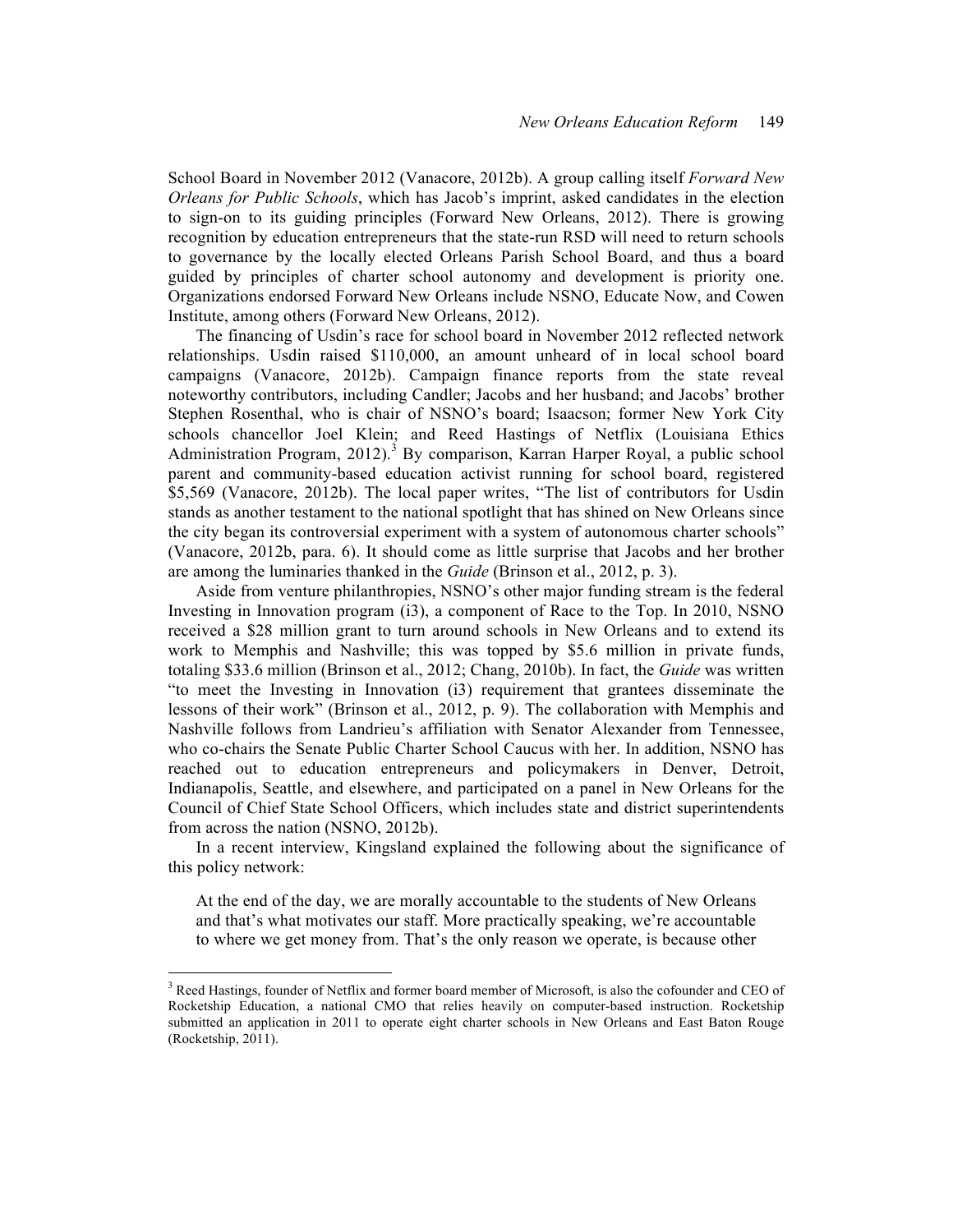School Board in November 2012 (Vanacore, 2012b). A group calling itself *Forward New Orleans for Public Schools*, which has Jacob's imprint, asked candidates in the election to sign-on to its guiding principles (Forward New Orleans, 2012). There is growing recognition by education entrepreneurs that the state-run RSD will need to return schools to governance by the locally elected Orleans Parish School Board, and thus a board guided by principles of charter school autonomy and development is priority one. Organizations endorsed Forward New Orleans include NSNO, Educate Now, and Cowen Institute, among others (Forward New Orleans, 2012).

The financing of Usdin's race for school board in November 2012 reflected network relationships. Usdin raised $110,000, an amount unheard of in local school board campaigns (Vanacore, 2012b). Campaign finance reports from the state reveal noteworthy contributors, including Candler; Jacobs and her husband; and Jacobs' brother Stephen Rosenthal, who is chair of NSNO's board; Isaacson; former New York City schools chancellor Joel Klein; and Reed Hastings of Netflix (Louisiana Ethics Administration Program, 2012).[3] By comparison, Karran Harper Royal, a public school parent and community-based education activist running for school board, registered $5,569 (Vanacore, 2012b). The local paper writes, "The list of contributors for Usdin stands as another testament to the national spotlight that has shined on New Orleans since the city began its controversial experiment with a system of autonomous charter schools" (Vanacore, 2012b, para. 6). It should come as little surprise that Jacobs and her brother are among the luminaries thanked in the *Guide* (Brinson et al., 2012, p. 3).

Aside from venture philanthropies, NSNO's other major funding stream is the federal Investing in Innovation program (i3), a component of Race to the Top. In 2010, NSNO received a $28 million grant to turn around schools in New Orleans and to extend its work to Memphis and Nashville; this was topped by $5.6 million in private funds, totaling $33.6 million (Brinson et al., 2012; Chang, 2010b). In fact, the *Guide* was written "to meet the Investing in Innovation (i3) requirement that grantees disseminate the lessons of their work" (Brinson et al., 2012, p. 9). The collaboration with Memphis and Nashville follows from Landrieu's affiliation with Senator Alexander from Tennessee, who co-chairs the Senate Public Charter School Caucus with her. In addition, NSNO has reached out to education entrepreneurs and policymakers in Denver, Detroit, Indianapolis, Seattle, and elsewhere, and participated on a panel in New Orleans for the Council of Chief State School Officers, which includes state and district superintendents from across the nation (NSNO, 2012b).

In a recent interview, Kingsland explained the following about the significance of this policy network:

> At the end of the day, we are morally accountable to the students of New Orleans and that's what motivates our staff. More practically speaking, we're accountable to where we get money from. That's the only reason we operate, is because other

[3] Reed Hastings, founder of Netflix and former board member of Microsoft, is also the cofounder and CEO of Rocketship Education, a national CMO that relies heavily on computer-based instruction. Rocketship submitted an application in 2011 to operate eight charter schools in New Orleans and East Baton Rouge (Rocketship, 2011).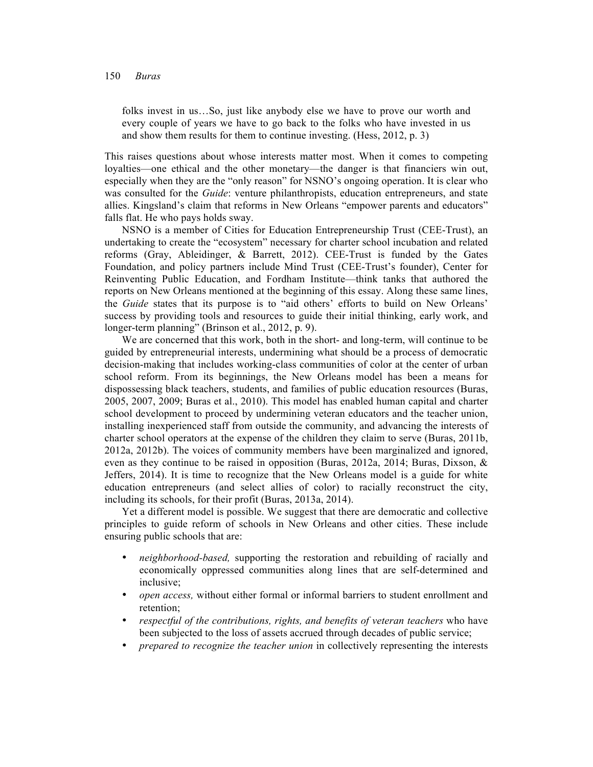> folks invest in us…So, just like anybody else we have to prove our worth and every couple of years we have to go back to the folks who have invested in us and show them results for them to continue investing. (Hess, 2012, p. 3)

This raises questions about whose interests matter most. When it comes to competing loyalties—one ethical and the other monetary—the danger is that financiers win out, especially when they are the "only reason" for NSNO's ongoing operation. It is clear who was consulted for the *Guide*: venture philanthropists, education entrepreneurs, and state allies. Kingsland's claim that reforms in New Orleans "empower parents and educators" falls flat. He who pays holds sway.

NSNO is a member of Cities for Education Entrepreneurship Trust (CEE-Trust), an undertaking to create the "ecosystem" necessary for charter school incubation and related reforms (Gray, Ableidinger, & Barrett, 2012). CEE-Trust is funded by the Gates Foundation, and policy partners include Mind Trust (CEE-Trust's founder), Center for Reinventing Public Education, and Fordham Institute—think tanks that authored the reports on New Orleans mentioned at the beginning of this essay. Along these same lines, the *Guide* states that its purpose is to "aid others' efforts to build on New Orleans' success by providing tools and resources to guide their initial thinking, early work, and longer-term planning" (Brinson et al., 2012, p. 9).

We are concerned that this work, both in the short- and long-term, will continue to be guided by entrepreneurial interests, undermining what should be a process of democratic decision-making that includes working-class communities of color at the center of urban school reform. From its beginnings, the New Orleans model has been a means for dispossessing black teachers, students, and families of public education resources (Buras, 2005, 2007, 2009; Buras et al., 2010). This model has enabled human capital and charter school development to proceed by undermining veteran educators and the teacher union, installing inexperienced staff from outside the community, and advancing the interests of charter school operators at the expense of the children they claim to serve (Buras, 2011b, 2012a, 2012b). The voices of community members have been marginalized and ignored, even as they continue to be raised in opposition (Buras, 2012a, 2014; Buras, Dixson, & Jeffers, 2014). It is time to recognize that the New Orleans model is a guide for white education entrepreneurs (and select allies of color) to racially reconstruct the city, including its schools, for their profit (Buras, 2013a, 2014).

Yet a different model is possible. We suggest that there are democratic and collective principles to guide reform of schools in New Orleans and other cities. These include ensuring public schools that are:

- *neighborhood-based,* supporting the restoration and rebuilding of racially and economically oppressed communities along lines that are self-determined and inclusive;
- *open access,* without either formal or informal barriers to student enrollment and retention;
- *respectful of the contributions, rights, and benefits of veteran teachers* who have been subjected to the loss of assets accrued through decades of public service;
- *prepared to recognize the teacher union* in collectively representing the interests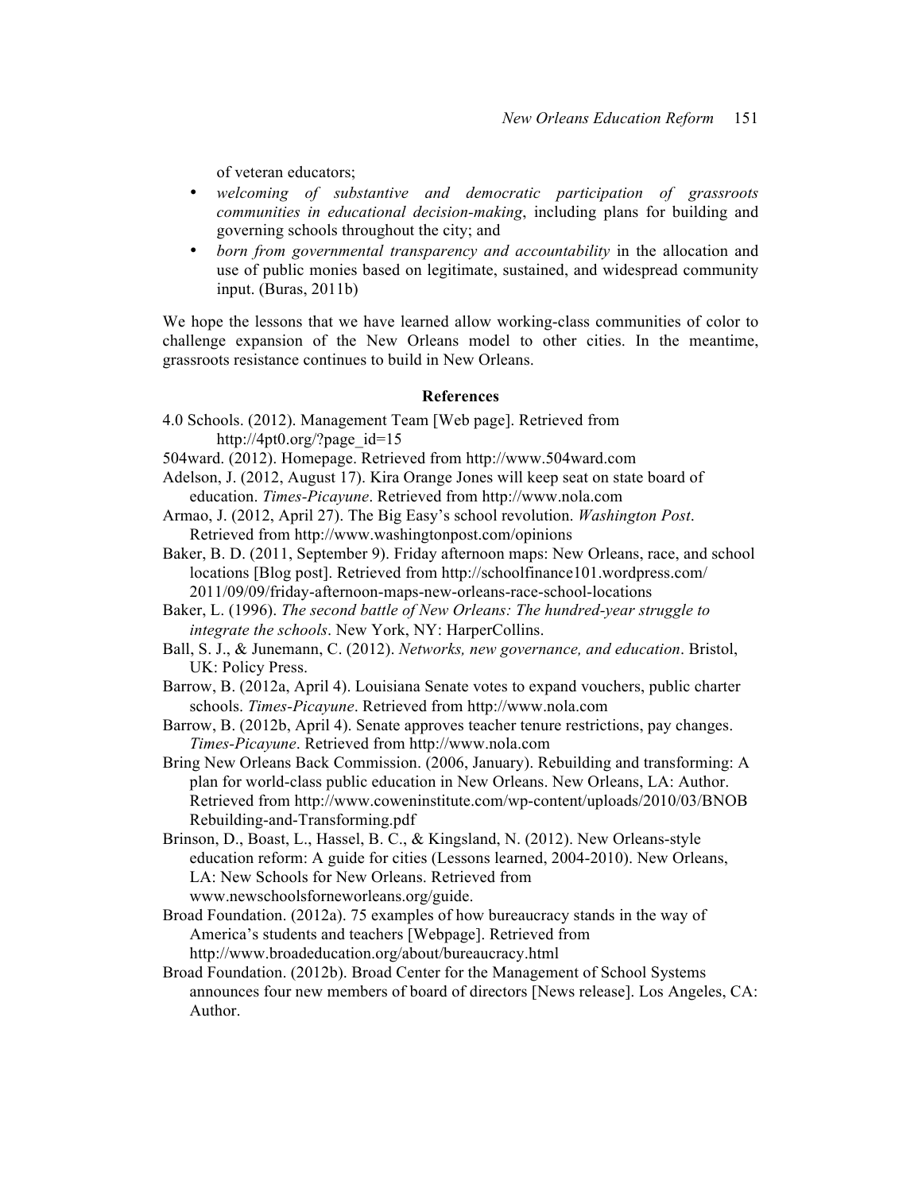of veteran educators;

- *welcoming of substantive and democratic participation of grassroots communities in educational decision-making*, including plans for building and governing schools throughout the city; and
- *born from governmental transparency and accountability* in the allocation and use of public monies based on legitimate, sustained, and widespread community input. (Buras, 2011b)

We hope the lessons that we have learned allow working-class communities of color to challenge expansion of the New Orleans model to other cities. In the meantime, grassroots resistance continues to build in New Orleans.

## References

4.0 Schools. (2012). Management Team [Web page]. Retrieved from http://4pt0.org/?page_id=15

504ward. (2012). Homepage. Retrieved from http://www.504ward.com

Adelson, J. (2012, August 17). Kira Orange Jones will keep seat on state board of education. *Times-Picayune*. Retrieved from http://www.nola.com

Armao, J. (2012, April 27). The Big Easy's school revolution. *Washington Post*. Retrieved from http://www.washingtonpost.com/opinions

Baker, B. D. (2011, September 9). Friday afternoon maps: New Orleans, race, and school locations [Blog post]. Retrieved from http://schoolfinance101.wordpress.com/2011/09/09/friday-afternoon-maps-new-orleans-race-school-locations

Baker, L. (1996). *The second battle of New Orleans: The hundred-year struggle to integrate the schools*. New York, NY: HarperCollins.

Ball, S. J., & Junemann, C. (2012). *Networks, new governance, and education*. Bristol, UK: Policy Press.

Barrow, B. (2012a, April 4). Louisiana Senate votes to expand vouchers, public charter schools. *Times-Picayune*. Retrieved from http://www.nola.com

Barrow, B. (2012b, April 4). Senate approves teacher tenure restrictions, pay changes. *Times-Picayune*. Retrieved from http://www.nola.com

Bring New Orleans Back Commission. (2006, January). Rebuilding and transforming: A plan for world-class public education in New Orleans. New Orleans, LA: Author. Retrieved from http://www.coweninstitute.com/wp-content/uploads/2010/03/BNOB Rebuilding-and-Transforming.pdf

Brinson, D., Boast, L., Hassel, B. C., & Kingsland, N. (2012). New Orleans-style education reform: A guide for cities (Lessons learned, 2004-2010). New Orleans, LA: New Schools for New Orleans. Retrieved from www.newschoolsforneworleans.org/guide.

Broad Foundation. (2012a). 75 examples of how bureaucracy stands in the way of America's students and teachers [Webpage]. Retrieved from http://www.broadeducation.org/about/bureaucracy.html

Broad Foundation. (2012b). Broad Center for the Management of School Systems announces four new members of board of directors [News release]. Los Angeles, CA: Author.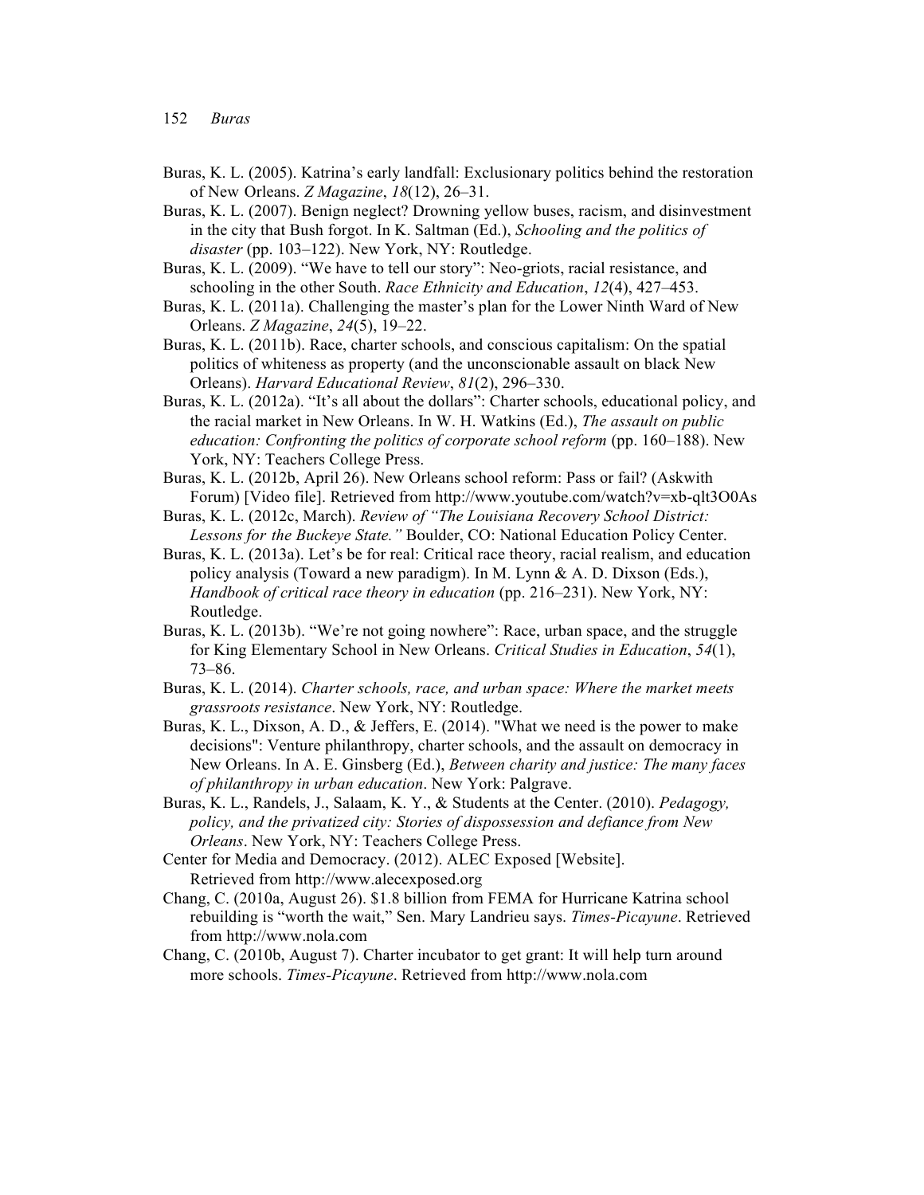Buras, K. L. (2005). Katrina's early landfall: Exclusionary politics behind the restoration of New Orleans. *Z Magazine*, *18*(12), 26–31.

Buras, K. L. (2007). Benign neglect? Drowning yellow buses, racism, and disinvestment in the city that Bush forgot. In K. Saltman (Ed.), *Schooling and the politics of disaster* (pp. 103–122). New York, NY: Routledge.

Buras, K. L. (2009). "We have to tell our story": Neo-griots, racial resistance, and schooling in the other South. *Race Ethnicity and Education*, *12*(4), 427–453.

Buras, K. L. (2011a). Challenging the master's plan for the Lower Ninth Ward of New Orleans. *Z Magazine*, *24*(5), 19–22.

Buras, K. L. (2011b). Race, charter schools, and conscious capitalism: On the spatial politics of whiteness as property (and the unconscionable assault on black New Orleans). *Harvard Educational Review*, *81*(2), 296–330.

Buras, K. L. (2012a). "It's all about the dollars": Charter schools, educational policy, and the racial market in New Orleans. In W. H. Watkins (Ed.), *The assault on public education: Confronting the politics of corporate school reform* (pp. 160–188). New York, NY: Teachers College Press.

Buras, K. L. (2012b, April 26). New Orleans school reform: Pass or fail? (Askwith Forum) [Video file]. Retrieved from http://www.youtube.com/watch?v=xb-qlt3O0As

Buras, K. L. (2012c, March). *Review of "The Louisiana Recovery School District: Lessons for the Buckeye State."* Boulder, CO: National Education Policy Center.

Buras, K. L. (2013a). Let's be for real: Critical race theory, racial realism, and education policy analysis (Toward a new paradigm). In M. Lynn & A. D. Dixson (Eds.), *Handbook of critical race theory in education* (pp. 216–231). New York, NY: Routledge.

Buras, K. L. (2013b). "We're not going nowhere": Race, urban space, and the struggle for King Elementary School in New Orleans. *Critical Studies in Education*, *54*(1), 73–86.

Buras, K. L. (2014). *Charter schools, race, and urban space: Where the market meets grassroots resistance*. New York, NY: Routledge.

Buras, K. L., Dixson, A. D., & Jeffers, E. (2014). "What we need is the power to make decisions": Venture philanthropy, charter schools, and the assault on democracy in New Orleans. In A. E. Ginsberg (Ed.), *Between charity and justice: The many faces of philanthropy in urban education*. New York: Palgrave.

Buras, K. L., Randels, J., Salaam, K. Y., & Students at the Center. (2010). *Pedagogy, policy, and the privatized city: Stories of dispossession and defiance from New Orleans*. New York, NY: Teachers College Press.

Center for Media and Democracy. (2012). ALEC Exposed [Website]. Retrieved from http://www.alecexposed.org

Chang, C. (2010a, August 26). $1.8 billion from FEMA for Hurricane Katrina school rebuilding is "worth the wait," Sen. Mary Landrieu says. *Times-Picayune*. Retrieved from http://www.nola.com

Chang, C. (2010b, August 7). Charter incubator to get grant: It will help turn around more schools. *Times-Picayune*. Retrieved from http://www.nola.com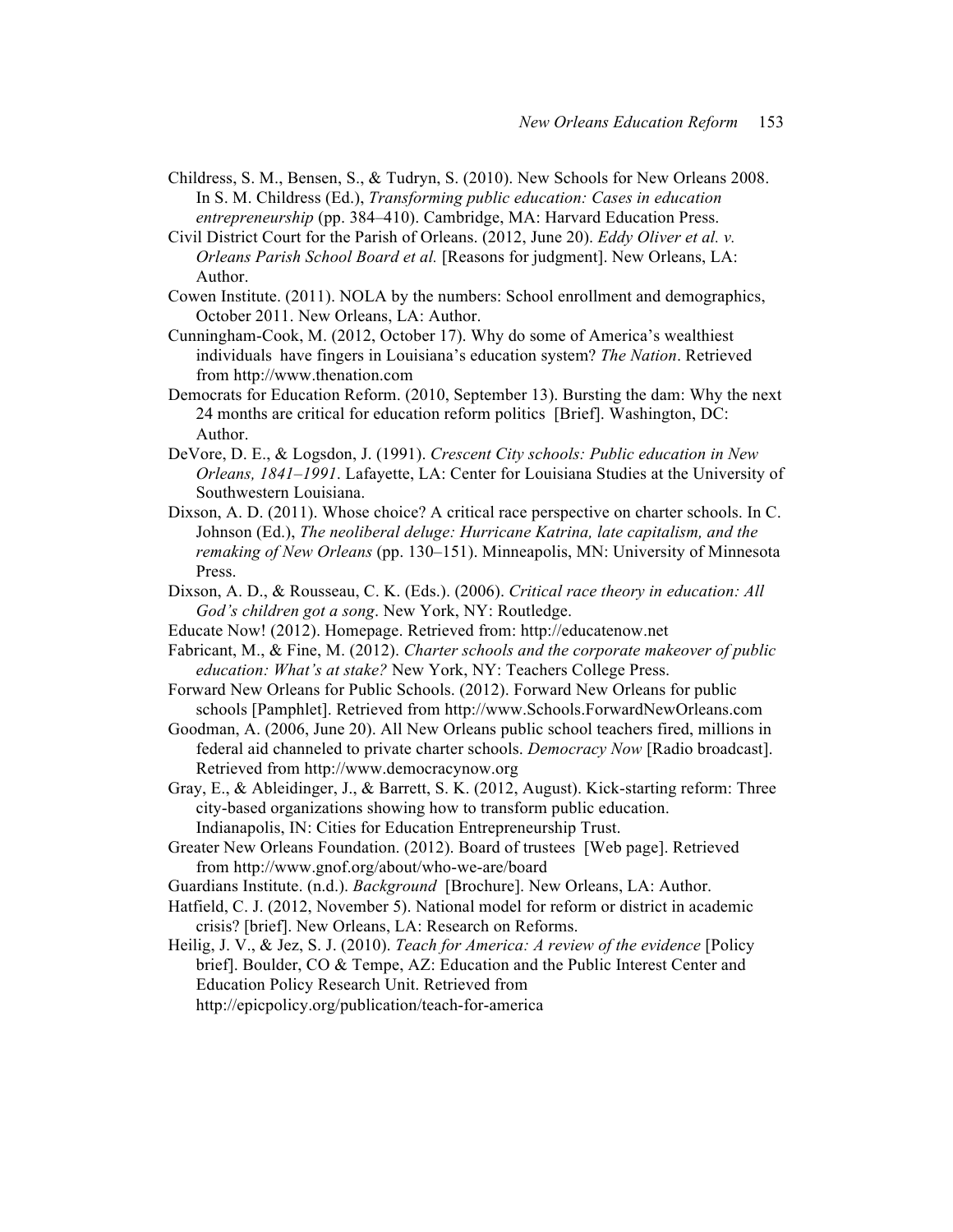Childress, S. M., Bensen, S., & Tudryn, S. (2010). New Schools for New Orleans 2008. In S. M. Childress (Ed.), *Transforming public education: Cases in education entrepreneurship* (pp. 384–410). Cambridge, MA: Harvard Education Press.

Civil District Court for the Parish of Orleans. (2012, June 20). *Eddy Oliver et al. v. Orleans Parish School Board et al.* [Reasons for judgment]. New Orleans, LA: Author.

Cowen Institute. (2011). NOLA by the numbers: School enrollment and demographics, October 2011. New Orleans, LA: Author.

Cunningham-Cook, M. (2012, October 17). Why do some of America's wealthiest individuals have fingers in Louisiana's education system? *The Nation*. Retrieved from http://www.thenation.com

Democrats for Education Reform. (2010, September 13). Bursting the dam: Why the next 24 months are critical for education reform politics [Brief]. Washington, DC: Author.

DeVore, D. E., & Logsdon, J. (1991). *Crescent City schools: Public education in New Orleans, 1841–1991*. Lafayette, LA: Center for Louisiana Studies at the University of Southwestern Louisiana.

Dixson, A. D. (2011). Whose choice? A critical race perspective on charter schools. In C. Johnson (Ed.), *The neoliberal deluge: Hurricane Katrina, late capitalism, and the remaking of New Orleans* (pp. 130–151). Minneapolis, MN: University of Minnesota Press.

Dixson, A. D., & Rousseau, C. K. (Eds.). (2006). *Critical race theory in education: All God's children got a song*. New York, NY: Routledge.

Educate Now! (2012). Homepage. Retrieved from: http://educatenow.net

Fabricant, M., & Fine, M. (2012). *Charter schools and the corporate makeover of public education: What's at stake?* New York, NY: Teachers College Press.

Forward New Orleans for Public Schools. (2012). Forward New Orleans for public schools [Pamphlet]. Retrieved from http://www.Schools.ForwardNewOrleans.com

Goodman, A. (2006, June 20). All New Orleans public school teachers fired, millions in federal aid channeled to private charter schools. *Democracy Now* [Radio broadcast]. Retrieved from http://www.democracynow.org

Gray, E., & Ableidinger, J., & Barrett, S. K. (2012, August). Kick-starting reform: Three city-based organizations showing how to transform public education. Indianapolis, IN: Cities for Education Entrepreneurship Trust.

Greater New Orleans Foundation. (2012). Board of trustees [Web page]. Retrieved from http://www.gnof.org/about/who-we-are/board

Guardians Institute. (n.d.). *Background* [Brochure]. New Orleans, LA: Author.

Hatfield, C. J. (2012, November 5). National model for reform or district in academic crisis? [brief]. New Orleans, LA: Research on Reforms.

Heilig, J. V., & Jez, S. J. (2010). *Teach for America: A review of the evidence* [Policy brief]. Boulder, CO & Tempe, AZ: Education and the Public Interest Center and Education Policy Research Unit. Retrieved from http://epicpolicy.org/publication/teach-for-america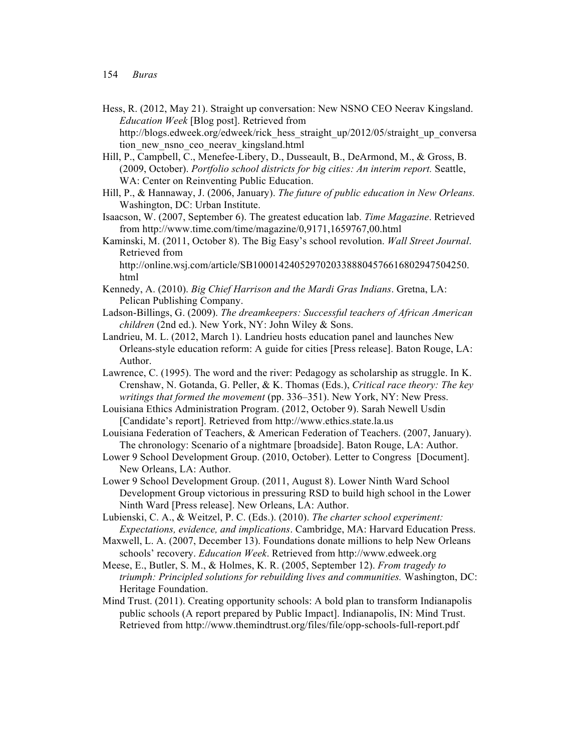Hess, R. (2012, May 21). Straight up conversation: New NSNO CEO Neerav Kingsland. *Education Week* [Blog post]. Retrieved from http://blogs.edweek.org/edweek/rick_hess_straight_up/2012/05/straight_up_conversation_new_nsno_ceo_neerav_kingsland.html

Hill, P., Campbell, C., Menefee-Libery, D., Dusseault, B., DeArmond, M., & Gross, B. (2009, October). *Portfolio school districts for big cities: An interim report.* Seattle, WA: Center on Reinventing Public Education.

Hill, P., & Hannaway, J. (2006, January). *The future of public education in New Orleans.* Washington, DC: Urban Institute.

Isaacson, W. (2007, September 6). The greatest education lab. *Time Magazine*. Retrieved from http://www.time.com/time/magazine/0,9171,1659767,00.html

Kaminski, M. (2011, October 8). The Big Easy's school revolution. *Wall Street Journal*. Retrieved from http://online.wsj.com/article/SB10001424052970203388804576616802947504250.html

Kennedy, A. (2010). *Big Chief Harrison and the Mardi Gras Indians*. Gretna, LA: Pelican Publishing Company.

Ladson-Billings, G. (2009). *The dreamkeepers: Successful teachers of African American children* (2nd ed.). New York, NY: John Wiley & Sons.

Landrieu, M. L. (2012, March 1). Landrieu hosts education panel and launches New Orleans-style education reform: A guide for cities [Press release]. Baton Rouge, LA: Author.

Lawrence, C. (1995). The word and the river: Pedagogy as scholarship as struggle. In K. Crenshaw, N. Gotanda, G. Peller, & K. Thomas (Eds.), *Critical race theory: The key writings that formed the movement* (pp. 336–351). New York, NY: New Press.

Louisiana Ethics Administration Program. (2012, October 9). Sarah Newell Usdin [Candidate's report]. Retrieved from http://www.ethics.state.la.us

Louisiana Federation of Teachers, & American Federation of Teachers. (2007, January). The chronology: Scenario of a nightmare [broadside]. Baton Rouge, LA: Author.

Lower 9 School Development Group. (2010, October). Letter to Congress [Document]. New Orleans, LA: Author.

Lower 9 School Development Group. (2011, August 8). Lower Ninth Ward School Development Group victorious in pressuring RSD to build high school in the Lower Ninth Ward [Press release]. New Orleans, LA: Author.

Lubienski, C. A., & Weitzel, P. C. (Eds.). (2010). *The charter school experiment: Expectations, evidence, and implications*. Cambridge, MA: Harvard Education Press.

Maxwell, L. A. (2007, December 13). Foundations donate millions to help New Orleans schools' recovery. *Education Week*. Retrieved from http://www.edweek.org

Meese, E., Butler, S. M., & Holmes, K. R. (2005, September 12). *From tragedy to triumph: Principled solutions for rebuilding lives and communities.* Washington, DC: Heritage Foundation.

Mind Trust. (2011). Creating opportunity schools: A bold plan to transform Indianapolis public schools (A report prepared by Public Impact]. Indianapolis, IN: Mind Trust. Retrieved from http://www.themindtrust.org/files/file/opp-schools-full-report.pdf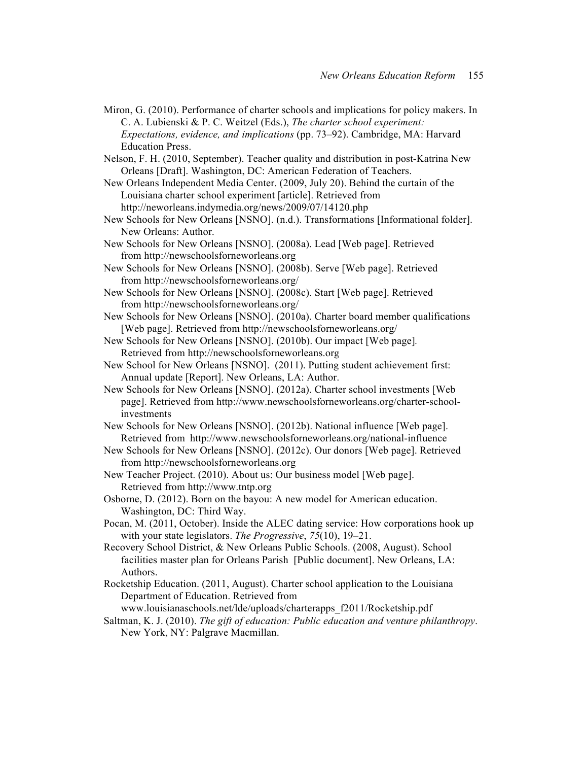Miron, G. (2010). Performance of charter schools and implications for policy makers. In C. A. Lubienski & P. C. Weitzel (Eds.), *The charter school experiment: Expectations, evidence, and implications* (pp. 73–92). Cambridge, MA: Harvard Education Press.

Nelson, F. H. (2010, September). Teacher quality and distribution in post-Katrina New Orleans [Draft]. Washington, DC: American Federation of Teachers.

New Orleans Independent Media Center. (2009, July 20). Behind the curtain of the Louisiana charter school experiment [article]. Retrieved from http://neworleans.indymedia.org/news/2009/07/14120.php

New Schools for New Orleans [NSNO]. (n.d.). Transformations [Informational folder]. New Orleans: Author.

New Schools for New Orleans [NSNO]. (2008a). Lead [Web page]. Retrieved from http://newschoolsforneworleans.org

New Schools for New Orleans [NSNO]. (2008b). Serve [Web page]. Retrieved from http://newschoolsforneworleans.org/

New Schools for New Orleans [NSNO]. (2008c). Start [Web page]. Retrieved from http://newschoolsforneworleans.org/

New Schools for New Orleans [NSNO]. (2010a). Charter board member qualifications [Web page]. Retrieved from http://newschoolsforneworleans.org/

New Schools for New Orleans [NSNO]. (2010b). Our impact [Web page]. Retrieved from http://newschoolsforneworleans.org

New School for New Orleans [NSNO]. (2011). Putting student achievement first: Annual update [Report]. New Orleans, LA: Author.

New Schools for New Orleans [NSNO]. (2012a). Charter school investments [Web page]. Retrieved from http://www.newschoolsforneworleans.org/charter-school-investments

New Schools for New Orleans [NSNO]. (2012b). National influence [Web page]. Retrieved from http://www.newschoolsforneworleans.org/national-influence

New Schools for New Orleans [NSNO]. (2012c). Our donors [Web page]. Retrieved from http://newschoolsforneworleans.org

New Teacher Project. (2010). About us: Our business model [Web page]. Retrieved from http://www.tntp.org

Osborne, D. (2012). Born on the bayou: A new model for American education. Washington, DC: Third Way.

Pocan, M. (2011, October). Inside the ALEC dating service: How corporations hook up with your state legislators. *The Progressive*, *75*(10), 19–21.

Recovery School District, & New Orleans Public Schools. (2008, August). School facilities master plan for Orleans Parish [Public document]. New Orleans, LA: Authors.

Rocketship Education. (2011, August). Charter school application to the Louisiana Department of Education. Retrieved from www.louisianaschools.net/lde/uploads/charterapps_f2011/Rocketship.pdf

Saltman, K. J. (2010). *The gift of education: Public education and venture philanthropy*. New York, NY: Palgrave Macmillan.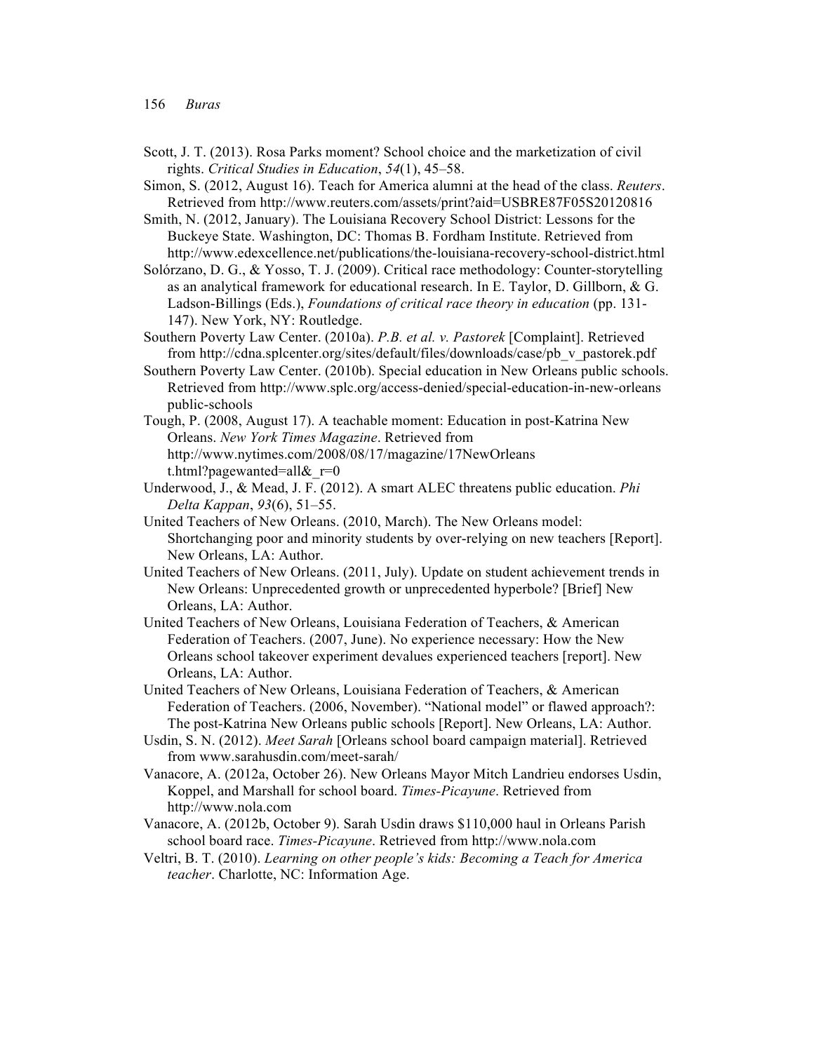Scott, J. T. (2013). Rosa Parks moment? School choice and the marketization of civil rights. *Critical Studies in Education*, *54*(1), 45–58.

Simon, S. (2012, August 16). Teach for America alumni at the head of the class. *Reuters*. Retrieved from http://www.reuters.com/assets/print?aid=USBRE87F05S20120816

Smith, N. (2012, January). The Louisiana Recovery School District: Lessons for the Buckeye State. Washington, DC: Thomas B. Fordham Institute. Retrieved from http://www.edexcellence.net/publications/the-louisiana-recovery-school-district.html

Solórzano, D. G., & Yosso, T. J. (2009). Critical race methodology: Counter-storytelling as an analytical framework for educational research. In E. Taylor, D. Gillborn, & G. Ladson-Billings (Eds.), *Foundations of critical race theory in education* (pp. 131-147). New York, NY: Routledge.

Southern Poverty Law Center. (2010a). *P.B. et al. v. Pastorek* [Complaint]. Retrieved from http://cdna.splcenter.org/sites/default/files/downloads/case/pb_v_pastorek.pdf

Southern Poverty Law Center. (2010b). Special education in New Orleans public schools. Retrieved from http://www.splc.org/access-denied/special-education-in-new-orleans public-schools

Tough, P. (2008, August 17). A teachable moment: Education in post-Katrina New Orleans. *New York Times Magazine*. Retrieved from http://www.nytimes.com/2008/08/17/magazine/17NewOrleans t.html?pagewanted=all&_r=0

Underwood, J., & Mead, J. F. (2012). A smart ALEC threatens public education. *Phi Delta Kappan*, *93*(6), 51–55.

United Teachers of New Orleans. (2010, March). The New Orleans model: Shortchanging poor and minority students by over-relying on new teachers [Report]. New Orleans, LA: Author.

United Teachers of New Orleans. (2011, July). Update on student achievement trends in New Orleans: Unprecedented growth or unprecedented hyperbole? [Brief] New Orleans, LA: Author.

United Teachers of New Orleans, Louisiana Federation of Teachers, & American Federation of Teachers. (2007, June). No experience necessary: How the New Orleans school takeover experiment devalues experienced teachers [report]. New Orleans, LA: Author.

United Teachers of New Orleans, Louisiana Federation of Teachers, & American Federation of Teachers. (2006, November). "National model" or flawed approach?: The post-Katrina New Orleans public schools [Report]. New Orleans, LA: Author.

Usdin, S. N. (2012). *Meet Sarah* [Orleans school board campaign material]. Retrieved from www.sarahusdin.com/meet-sarah/

Vanacore, A. (2012a, October 26). New Orleans Mayor Mitch Landrieu endorses Usdin, Koppel, and Marshall for school board. *Times-Picayune*. Retrieved from http://www.nola.com

Vanacore, A. (2012b, October 9). Sarah Usdin draws $110,000 haul in Orleans Parish school board race. *Times-Picayune*. Retrieved from http://www.nola.com

Veltri, B. T. (2010). *Learning on other people's kids: Becoming a Teach for America teacher*. Charlotte, NC: Information Age.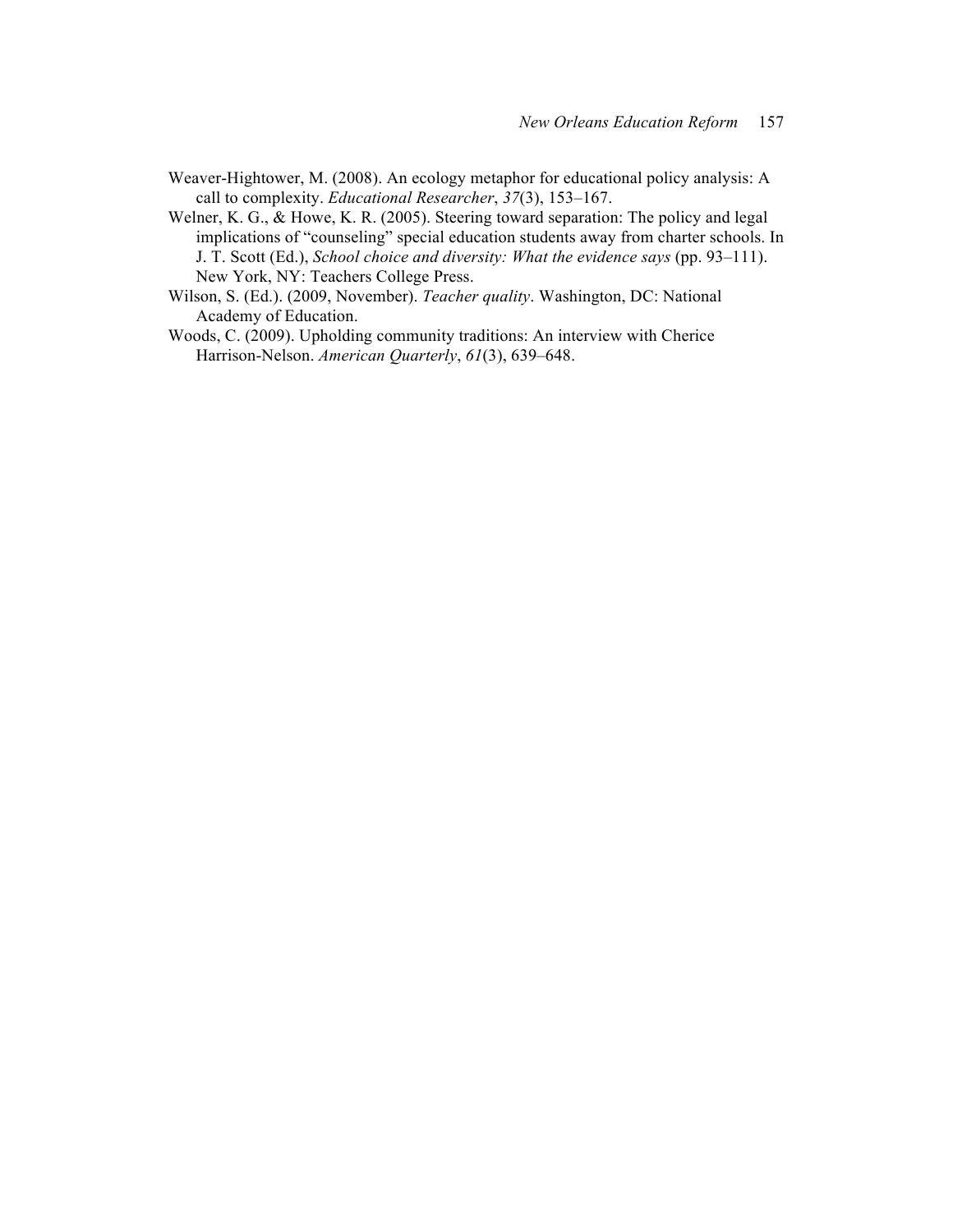Weaver-Hightower, M. (2008). An ecology metaphor for educational policy analysis: A call to complexity. *Educational Researcher*, *37*(3), 153–167.

Welner, K. G., & Howe, K. R. (2005). Steering toward separation: The policy and legal implications of "counseling" special education students away from charter schools. In J. T. Scott (Ed.), *School choice and diversity: What the evidence says* (pp. 93–111). New York, NY: Teachers College Press.

Wilson, S. (Ed.). (2009, November). *Teacher quality*. Washington, DC: National Academy of Education.

Woods, C. (2009). Upholding community traditions: An interview with Cherice Harrison-Nelson. *American Quarterly*, *61*(3), 639–648.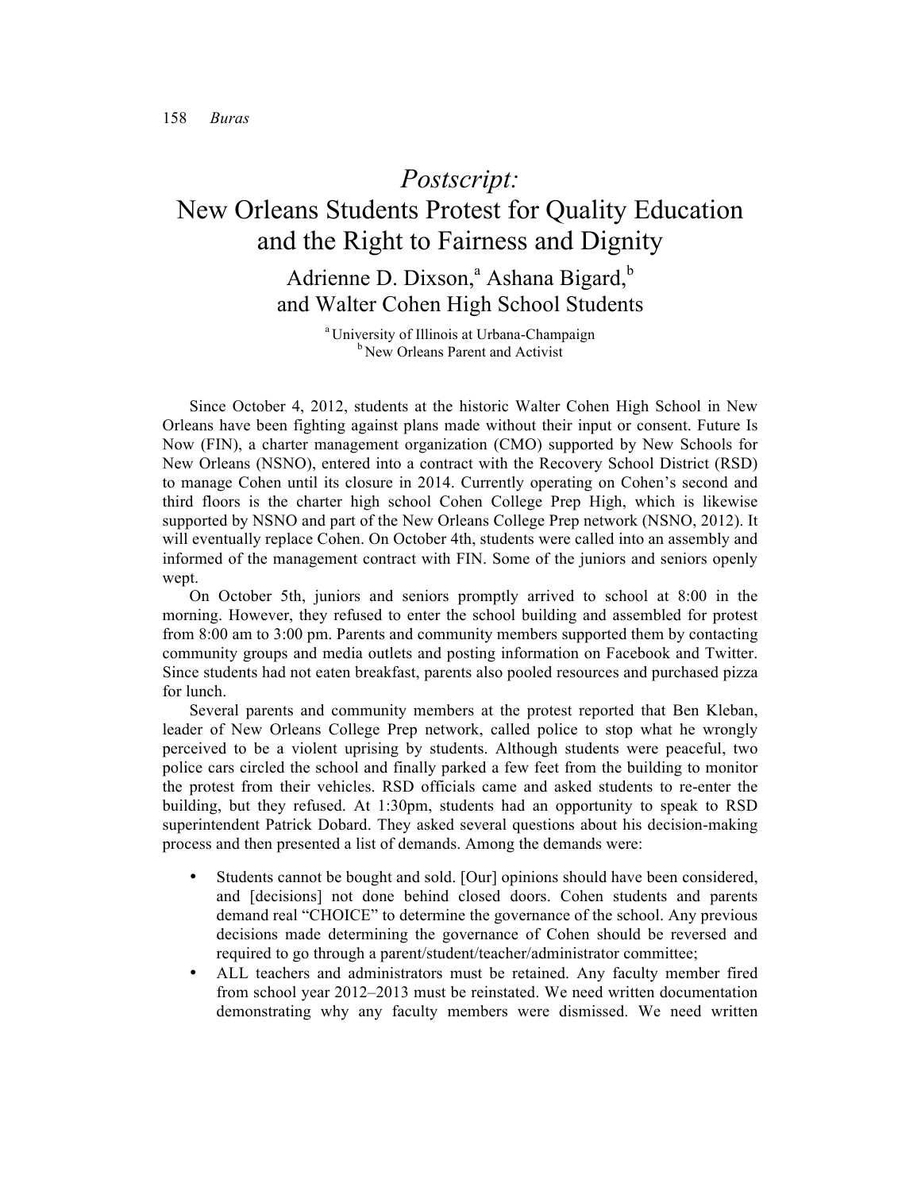# *Postscript:* New Orleans Students Protest for Quality Education and the Right to Fairness and Dignity

Adrienne D. Dixson,[a] Ashana Bigard,[b] and Walter Cohen High School Students

[a] University of Illinois at Urbana-Champaign
[b] New Orleans Parent and Activist

Since October 4, 2012, students at the historic Walter Cohen High School in New Orleans have been fighting against plans made without their input or consent. Future Is Now (FIN), a charter management organization (CMO) supported by New Schools for New Orleans (NSNO), entered into a contract with the Recovery School District (RSD) to manage Cohen until its closure in 2014. Currently operating on Cohen's second and third floors is the charter high school Cohen College Prep High, which is likewise supported by NSNO and part of the New Orleans College Prep network (NSNO, 2012). It will eventually replace Cohen. On October 4th, students were called into an assembly and informed of the management contract with FIN. Some of the juniors and seniors openly wept.

On October 5th, juniors and seniors promptly arrived to school at 8:00 in the morning. However, they refused to enter the school building and assembled for protest from 8:00 am to 3:00 pm. Parents and community members supported them by contacting community groups and media outlets and posting information on Facebook and Twitter. Since students had not eaten breakfast, parents also pooled resources and purchased pizza for lunch.

Several parents and community members at the protest reported that Ben Kleban, leader of New Orleans College Prep network, called police to stop what he wrongly perceived to be a violent uprising by students. Although students were peaceful, two police cars circled the school and finally parked a few feet from the building to monitor the protest from their vehicles. RSD officials came and asked students to re-enter the building, but they refused. At 1:30pm, students had an opportunity to speak to RSD superintendent Patrick Dobard. They asked several questions about his decision-making process and then presented a list of demands. Among the demands were:

- Students cannot be bought and sold. [Our] opinions should have been considered, and [decisions] not done behind closed doors. Cohen students and parents demand real "CHOICE" to determine the governance of the school. Any previous decisions made determining the governance of Cohen should be reversed and required to go through a parent/student/teacher/administrator committee;
- ALL teachers and administrators must be retained. Any faculty member fired from school year 2012–2013 must be reinstated. We need written documentation demonstrating why any faculty members were dismissed. We need written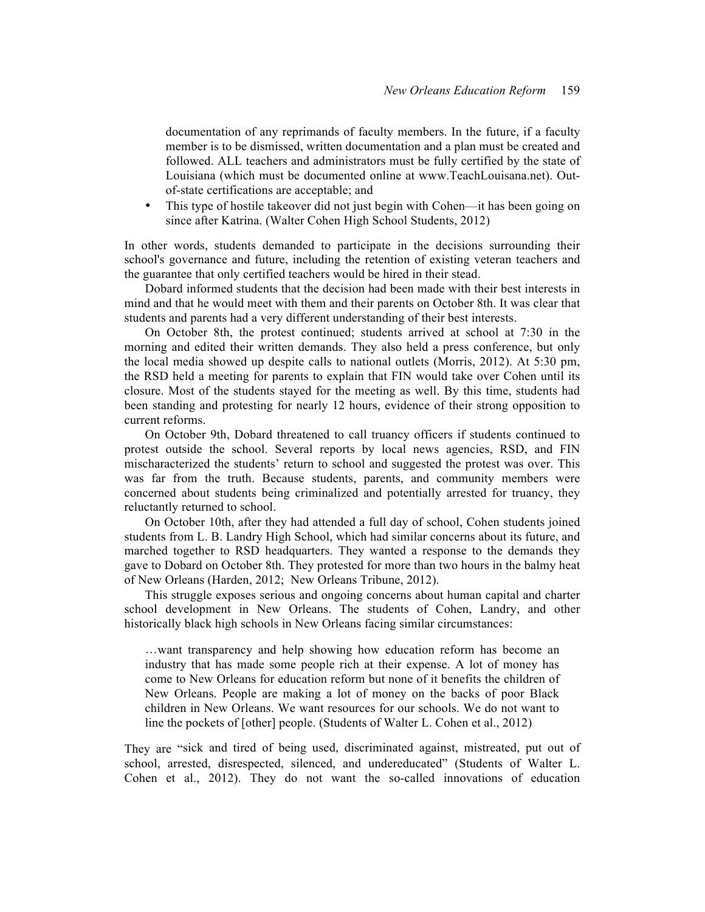documentation of any reprimands of faculty members. In the future, if a faculty member is to be dismissed, written documentation and a plan must be created and followed. ALL teachers and administrators must be fully certified by the state of Louisiana (which must be documented online at www.TeachLouisana.net). Out-of-state certifications are acceptable; and

> - This type of hostile takeover did not just begin with Cohen—it has been going on since after Katrina. (Walter Cohen High School Students, 2012)

In other words, students demanded to participate in the decisions surrounding their school's governance and future, including the retention of existing veteran teachers and the guarantee that only certified teachers would be hired in their stead.

Dobard informed students that the decision had been made with their best interests in mind and that he would meet with them and their parents on October 8th. It was clear that students and parents had a very different understanding of their best interests.

On October 8th, the protest continued; students arrived at school at 7:30 in the morning and edited their written demands. They also held a press conference, but only the local media showed up despite calls to national outlets (Morris, 2012). At 5:30 pm, the RSD held a meeting for parents to explain that FIN would take over Cohen until its closure. Most of the students stayed for the meeting as well. By this time, students had been standing and protesting for nearly 12 hours, evidence of their strong opposition to current reforms.

On October 9th, Dobard threatened to call truancy officers if students continued to protest outside the school. Several reports by local news agencies, RSD, and FIN mischaracterized the students' return to school and suggested the protest was over. This was far from the truth. Because students, parents, and community members were concerned about students being criminalized and potentially arrested for truancy, they reluctantly returned to school.

On October 10th, after they had attended a full day of school, Cohen students joined students from L. B. Landry High School, which had similar concerns about its future, and marched together to RSD headquarters. They wanted a response to the demands they gave to Dobard on October 8th. They protested for more than two hours in the balmy heat of New Orleans (Harden, 2012; New Orleans Tribune, 2012).

This struggle exposes serious and ongoing concerns about human capital and charter school development in New Orleans. The students of Cohen, Landry, and other historically black high schools in New Orleans facing similar circumstances:

> …want transparency and help showing how education reform has become an industry that has made some people rich at their expense. A lot of money has come to New Orleans for education reform but none of it benefits the children of New Orleans. People are making a lot of money on the backs of poor Black children in New Orleans. We want resources for our schools. We do not want to line the pockets of [other] people. (Students of Walter L. Cohen et al., 2012)

They are "sick and tired of being used, discriminated against, mistreated, put out of school, arrested, disrespected, silenced, and undereducated" (Students of Walter L. Cohen et al., 2012). They do not want the so-called innovations of education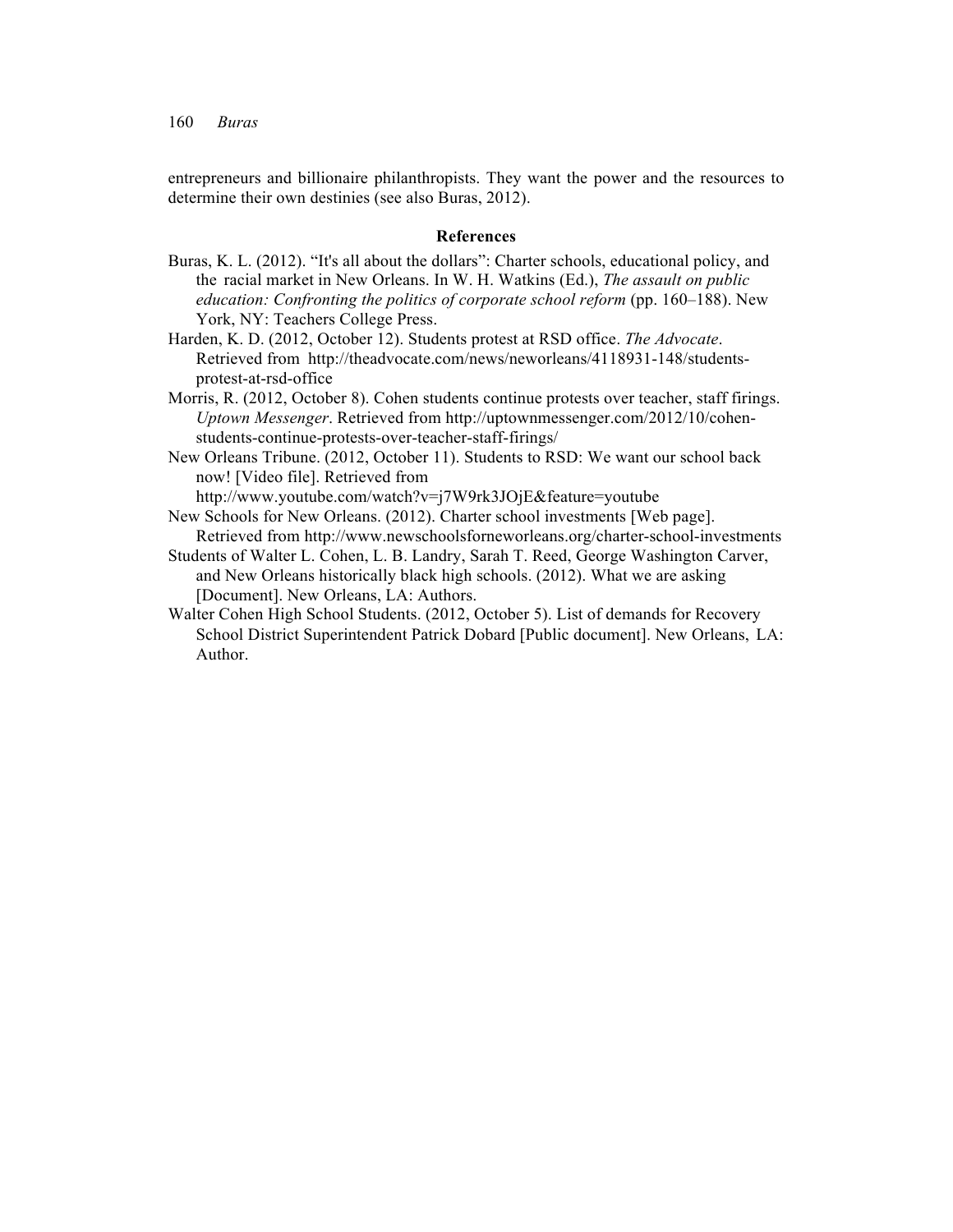entrepreneurs and billionaire philanthropists. They want the power and the resources to determine their own destinies (see also Buras, 2012).

## References

Buras, K. L. (2012). "It's all about the dollars": Charter schools, educational policy, and the racial market in New Orleans. In W. H. Watkins (Ed.), *The assault on public education: Confronting the politics of corporate school reform* (pp. 160–188). New York, NY: Teachers College Press.

Harden, K. D. (2012, October 12). Students protest at RSD office. *The Advocate*. Retrieved from http://theadvocate.com/news/neworleans/4118931-148/students-protest-at-rsd-office

Morris, R. (2012, October 8). Cohen students continue protests over teacher, staff firings. *Uptown Messenger*. Retrieved from http://uptownmessenger.com/2012/10/cohen-students-continue-protests-over-teacher-staff-firings/

New Orleans Tribune. (2012, October 11). Students to RSD: We want our school back now! [Video file]. Retrieved from http://www.youtube.com/watch?v=j7W9rk3JOjE&feature=youtube

New Schools for New Orleans. (2012). Charter school investments [Web page]. Retrieved from http://www.newschoolsforneworleans.org/charter-school-investments

Students of Walter L. Cohen, L. B. Landry, Sarah T. Reed, George Washington Carver, and New Orleans historically black high schools. (2012). What we are asking [Document]. New Orleans, LA: Authors.

Walter Cohen High School Students. (2012, October 5). List of demands for Recovery School District Superintendent Patrick Dobard [Public document]. New Orleans, LA: Author.